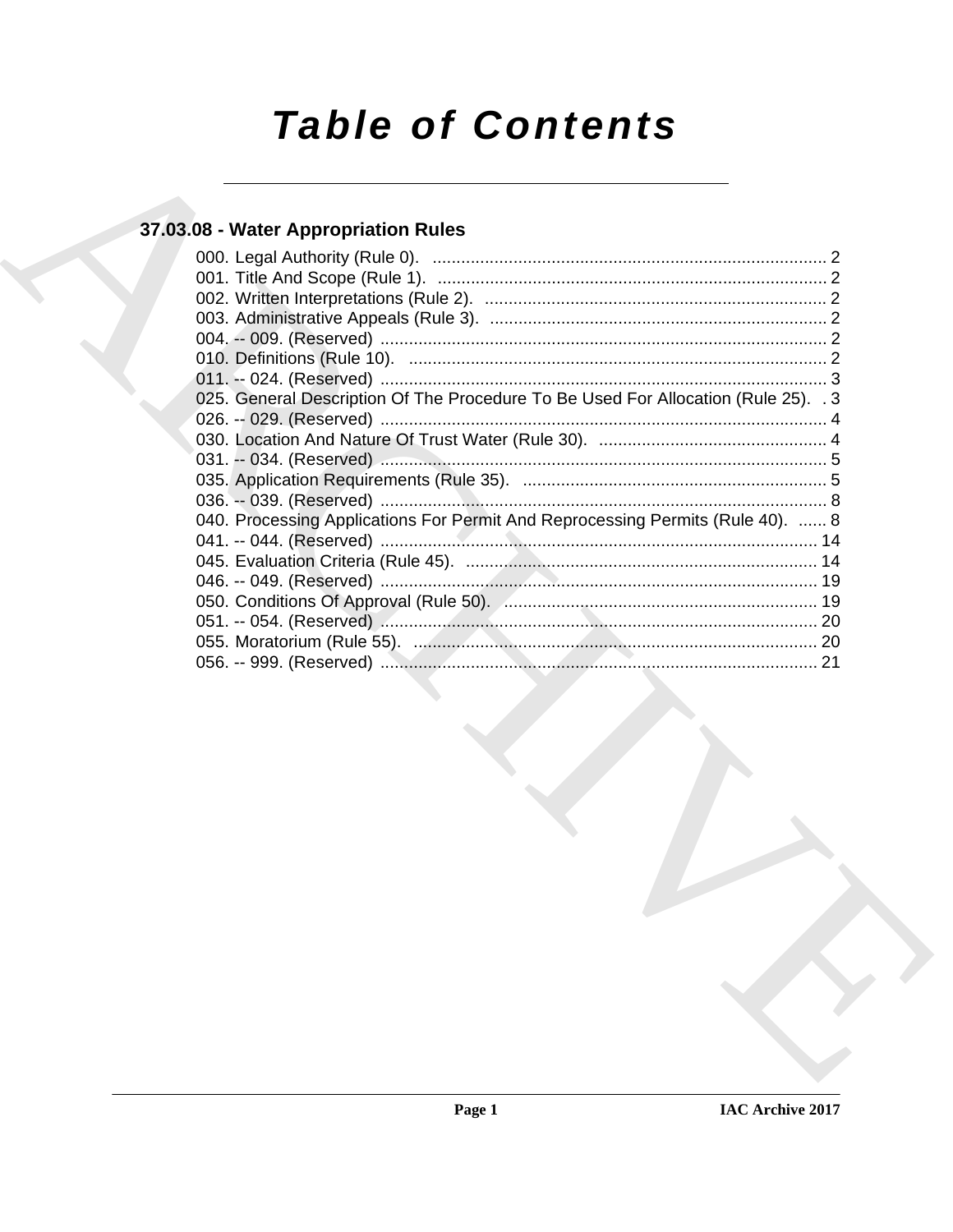# Table of Contents

## 37.03.08 - Water Appropriation Rules

000. Legal Authority (Rule 0). ........................................................................ 2
001. Title And Scope (Rule 1). ........................................................................ 2
002. Written Interpretations (Rule 2). ........................................................................ 2
003. Administrative Appeals (Rule 3). ........................................................................ 2
004. -- 009. (Reserved) ........................................................................ 2
010. Definitions (Rule 10). ........................................................................ 2
011. -- 024. (Reserved) ........................................................................ 3
025. General Description Of The Procedure To Be Used For Allocation (Rule 25). . 3
026. -- 029. (Reserved) ........................................................................ 4
030. Location And Nature Of Trust Water (Rule 30). ........................................................................ 4
031. -- 034. (Reserved) ........................................................................ 5
035. Application Requirements (Rule 35). ........................................................................ 5
036. -- 039. (Reserved) ........................................................................ 8
040. Processing Applications For Permit And Reprocessing Permits (Rule 40). ...... 8
041. -- 044. (Reserved) ........................................................................ 14
045. Evaluation Criteria (Rule 45). ........................................................................ 14
046. -- 049. (Reserved) ........................................................................ 19
050. Conditions Of Approval (Rule 50). ........................................................................ 19
051. -- 054. (Reserved) ........................................................................ 20
055. Moratorium (Rule 55). ........................................................................ 20
056. -- 999. (Reserved) ........................................................................ 21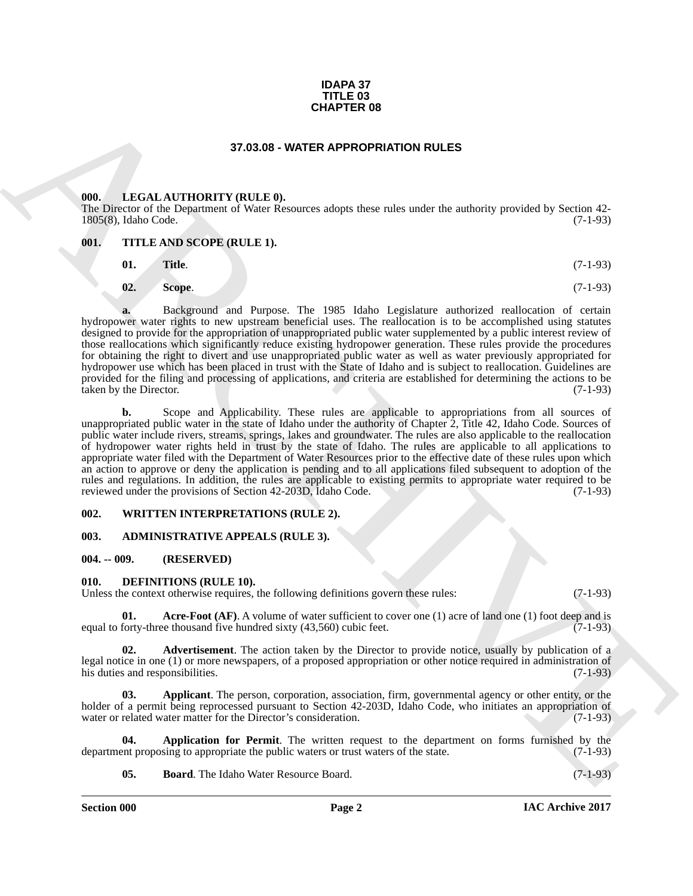**IDAPA 37**
**TITLE 03**
**CHAPTER 08**

# 37.03.08 - WATER APPROPRIATION RULES

## 000. LEGAL AUTHORITY (RULE 0).

The Director of the Department of Water Resources adopts these rules under the authority provided by Section 42-1805(8), Idaho Code. (7-1-93)

## 001. TITLE AND SCOPE (RULE 1).

**01. Title**. (7-1-93)

**02. Scope**. (7-1-93)

**a.** Background and Purpose. The 1985 Idaho Legislature authorized reallocation of certain hydropower water rights to new upstream beneficial uses. The reallocation is to be accomplished using statutes designed to provide for the appropriation of unappropriated public water supplemented by a public interest review of those reallocations which significantly reduce existing hydropower generation. These rules provide the procedures for obtaining the right to divert and use unappropriated public water as well as water previously appropriated for hydropower use which has been placed in trust with the State of Idaho and is subject to reallocation. Guidelines are provided for the filing and processing of applications, and criteria are established for determining the actions to be taken by the Director. (7-1-93)

**b.** Scope and Applicability. These rules are applicable to appropriations from all sources of unappropriated public water in the state of Idaho under the authority of Chapter 2, Title 42, Idaho Code. Sources of public water include rivers, streams, springs, lakes and groundwater. The rules are also applicable to the reallocation of hydropower water rights held in trust by the state of Idaho. The rules are applicable to all applications to appropriate water filed with the Department of Water Resources prior to the effective date of these rules upon which an action to approve or deny the application is pending and to all applications filed subsequent to adoption of the rules and regulations. In addition, the rules are applicable to existing permits to appropriate water required to be reviewed under the provisions of Section 42-203D, Idaho Code. (7-1-93)

## 002. WRITTEN INTERPRETATIONS (RULE 2).

## 003. ADMINISTRATIVE APPEALS (RULE 3).

## 004. -- 009. (RESERVED)

## 010. DEFINITIONS (RULE 10).

Unless the context otherwise requires, the following definitions govern these rules: (7-1-93)

**01. Acre-Foot (AF)**. A volume of water sufficient to cover one (1) acre of land one (1) foot deep and is equal to forty-three thousand five hundred sixty (43,560) cubic feet. (7-1-93)

**02. Advertisement**. The action taken by the Director to provide notice, usually by publication of a legal notice in one (1) or more newspapers, of a proposed appropriation or other notice required in administration of his duties and responsibilities. (7-1-93)

**03. Applicant**. The person, corporation, association, firm, governmental agency or other entity, or the holder of a permit being reprocessed pursuant to Section 42-203D, Idaho Code, who initiates an appropriation of water or related water matter for the Director's consideration. (7-1-93)

**04. Application for Permit**. The written request to the department on forms furnished by the department proposing to appropriate the public waters or trust waters of the state. (7-1-93)

**05. Board**. The Idaho Water Resource Board. (7-1-93)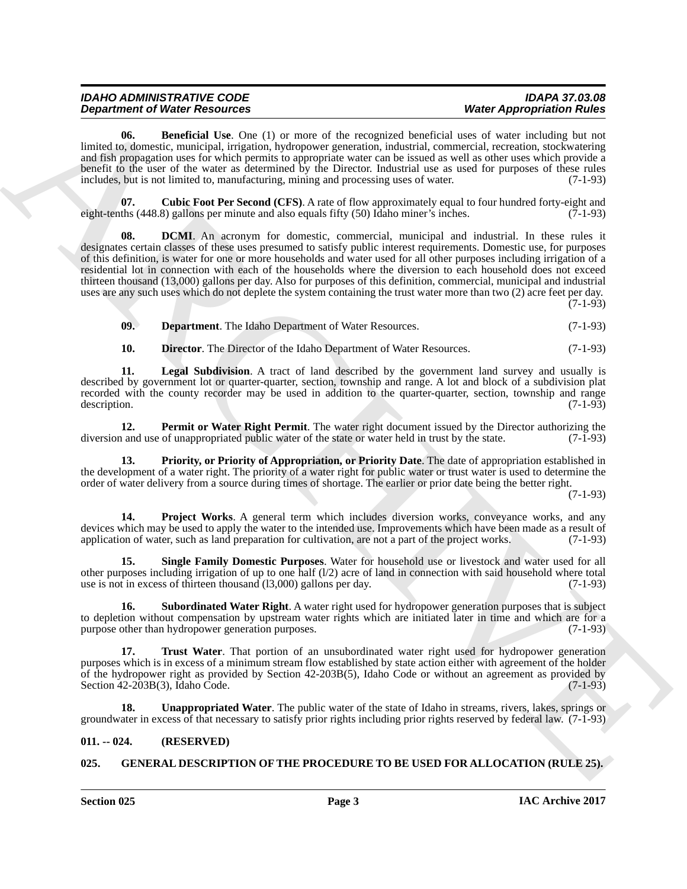**06. Beneficial Use**. One (1) or more of the recognized beneficial uses of water including but not limited to, domestic, municipal, irrigation, hydropower generation, industrial, commercial, recreation, stockwatering and fish propagation uses for which permits to appropriate water can be issued as well as other uses which provide a benefit to the user of the water as determined by the Director. Industrial use as used for purposes of these rules includes, but is not limited to, manufacturing, mining and processing uses of water. (7-1-93)

**07. Cubic Foot Per Second (CFS)**. A rate of flow approximately equal to four hundred forty-eight and eight-tenths (448.8) gallons per minute and also equals fifty (50) Idaho miner's inches. (7-1-93)

**08. DCMI**. An acronym for domestic, commercial, municipal and industrial. In these rules it designates certain classes of these uses presumed to satisfy public interest requirements. Domestic use, for purposes of this definition, is water for one or more households and water used for all other purposes including irrigation of a residential lot in connection with each of the households where the diversion to each household does not exceed thirteen thousand (13,000) gallons per day. Also for purposes of this definition, commercial, municipal and industrial uses are any such uses which do not deplete the system containing the trust water more than two (2) acre feet per day. (7-1-93)

**09. Department**. The Idaho Department of Water Resources. (7-1-93)

**10. Director**. The Director of the Idaho Department of Water Resources. (7-1-93)

**11. Legal Subdivision**. A tract of land described by the government land survey and usually is described by government lot or quarter-quarter, section, township and range. A lot and block of a subdivision plat recorded with the county recorder may be used in addition to the quarter-quarter, section, township and range description. (7-1-93)

**12. Permit or Water Right Permit**. The water right document issued by the Director authorizing the diversion and use of unappropriated public water of the state or water held in trust by the state. (7-1-93)

**13. Priority, or Priority of Appropriation, or Priority Date**. The date of appropriation established in the development of a water right. The priority of a water right for public water or trust water is used to determine the order of water delivery from a source during times of shortage. The earlier or prior date being the better right. (7-1-93)

**14. Project Works**. A general term which includes diversion works, conveyance works, and any devices which may be used to apply the water to the intended use. Improvements which have been made as a result of application of water, such as land preparation for cultivation, are not a part of the project works. (7-1-93)

**15. Single Family Domestic Purposes**. Water for household use or livestock and water used for all other purposes including irrigation of up to one half (l/2) acre of land in connection with said household where total use is not in excess of thirteen thousand (l3,000) gallons per day. (7-1-93)

**16. Subordinated Water Right**. A water right used for hydropower generation purposes that is subject to depletion without compensation by upstream water rights which are initiated later in time and which are for a purpose other than hydropower generation purposes. (7-1-93)

**17. Trust Water**. That portion of an unsubordinated water right used for hydropower generation purposes which is in excess of a minimum stream flow established by state action either with agreement of the holder of the hydropower right as provided by Section 42-203B(5), Idaho Code or without an agreement as provided by Section 42-203B(3), Idaho Code. (7-1-93)

**18. Unappropriated Water**. The public water of the state of Idaho in streams, rivers, lakes, springs or groundwater in excess of that necessary to satisfy prior rights including prior rights reserved by federal law. (7-1-93)

### 011. -- 024. (RESERVED)

### 025. GENERAL DESCRIPTION OF THE PROCEDURE TO BE USED FOR ALLOCATION (RULE 25).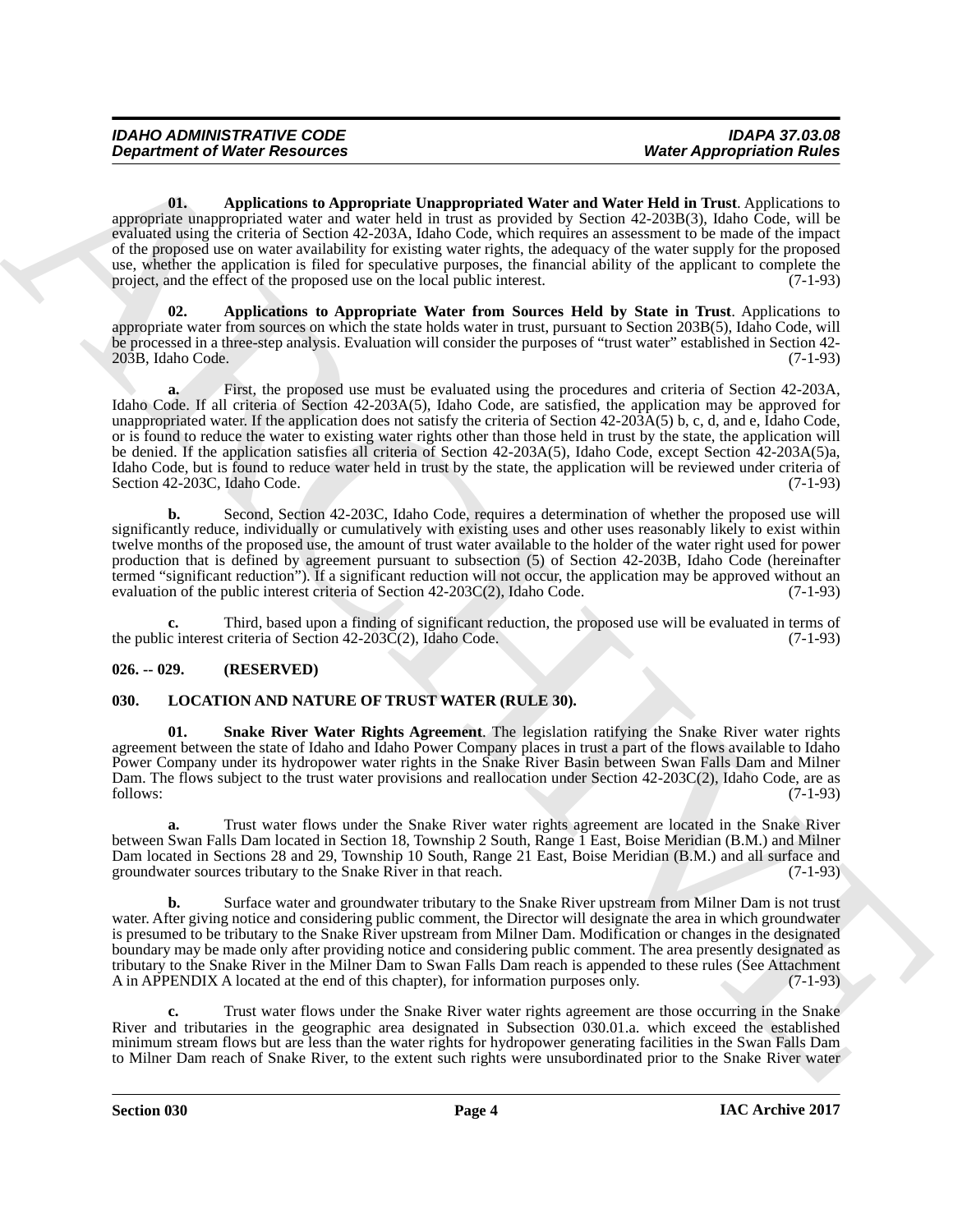**01. Applications to Appropriate Unappropriated Water and Water Held in Trust**. Applications to appropriate unappropriated water and water held in trust as provided by Section 42-203B(3), Idaho Code, will be evaluated using the criteria of Section 42-203A, Idaho Code, which requires an assessment to be made of the impact of the proposed use on water availability for existing water rights, the adequacy of the water supply for the proposed use, whether the application is filed for speculative purposes, the financial ability of the applicant to complete the project, and the effect of the proposed use on the local public interest. (7-1-93)

**02. Applications to Appropriate Water from Sources Held by State in Trust**. Applications to appropriate water from sources on which the state holds water in trust, pursuant to Section 203B(5), Idaho Code, will be processed in a three-step analysis. Evaluation will consider the purposes of "trust water" established in Section 42-203B, Idaho Code. (7-1-93)

**a.** First, the proposed use must be evaluated using the procedures and criteria of Section 42-203A, Idaho Code. If all criteria of Section 42-203A(5), Idaho Code, are satisfied, the application may be approved for unappropriated water. If the application does not satisfy the criteria of Section 42-203A(5) b, c, d, and e, Idaho Code, or is found to reduce the water to existing water rights other than those held in trust by the state, the application will be denied. If the application satisfies all criteria of Section 42-203A(5), Idaho Code, except Section 42-203A(5)a, Idaho Code, but is found to reduce water held in trust by the state, the application will be reviewed under criteria of Section 42-203C, Idaho Code. (7-1-93)

**b.** Second, Section 42-203C, Idaho Code, requires a determination of whether the proposed use will significantly reduce, individually or cumulatively with existing uses and other uses reasonably likely to exist within twelve months of the proposed use, the amount of trust water available to the holder of the water right used for power production that is defined by agreement pursuant to subsection (5) of Section 42-203B, Idaho Code (hereinafter termed "significant reduction"). If a significant reduction will not occur, the application may be approved without an evaluation of the public interest criteria of Section 42-203C(2), Idaho Code. (7-1-93)

**c.** Third, based upon a finding of significant reduction, the proposed use will be evaluated in terms of the public interest criteria of Section 42-203C(2), Idaho Code. (7-1-93)

## 026. -- 029. (RESERVED)

## 030. LOCATION AND NATURE OF TRUST WATER (RULE 30).

**01. Snake River Water Rights Agreement**. The legislation ratifying the Snake River water rights agreement between the state of Idaho and Idaho Power Company places in trust a part of the flows available to Idaho Power Company under its hydropower water rights in the Snake River Basin between Swan Falls Dam and Milner Dam. The flows subject to the trust water provisions and reallocation under Section 42-203C(2), Idaho Code, are as follows: (7-1-93)

**a.** Trust water flows under the Snake River water rights agreement are located in the Snake River between Swan Falls Dam located in Section 18, Township 2 South, Range 1 East, Boise Meridian (B.M.) and Milner Dam located in Sections 28 and 29, Township 10 South, Range 21 East, Boise Meridian (B.M.) and all surface and groundwater sources tributary to the Snake River in that reach. (7-1-93)

**b.** Surface water and groundwater tributary to the Snake River upstream from Milner Dam is not trust water. After giving notice and considering public comment, the Director will designate the area in which groundwater is presumed to be tributary to the Snake River upstream from Milner Dam. Modification or changes in the designated boundary may be made only after providing notice and considering public comment. The area presently designated as tributary to the Snake River in the Milner Dam to Swan Falls Dam reach is appended to these rules (See Attachment A in APPENDIX A located at the end of this chapter), for information purposes only. (7-1-93)

**c.** Trust water flows under the Snake River water rights agreement are those occurring in the Snake River and tributaries in the geographic area designated in Subsection 030.01.a. which exceed the established minimum stream flows but are less than the water rights for hydropower generating facilities in the Swan Falls Dam to Milner Dam reach of Snake River, to the extent such rights were unsubordinated prior to the Snake River water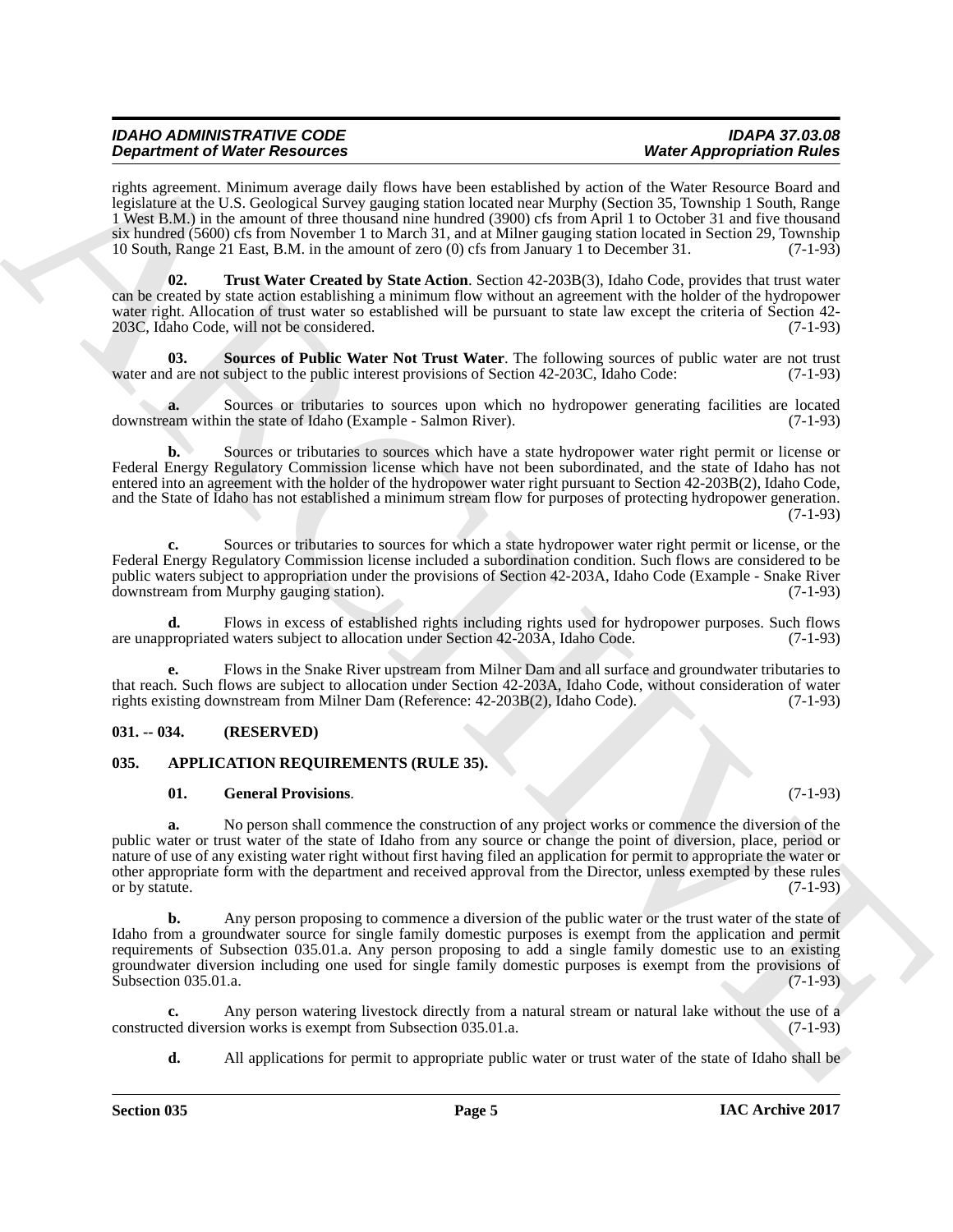rights agreement. Minimum average daily flows have been established by action of the Water Resource Board and legislature at the U.S. Geological Survey gauging station located near Murphy (Section 35, Township 1 South, Range 1 West B.M.) in the amount of three thousand nine hundred (3900) cfs from April 1 to October 31 and five thousand six hundred (5600) cfs from November 1 to March 31, and at Milner gauging station located in Section 29, Township 10 South, Range 21 East, B.M. in the amount of zero (0) cfs from January 1 to December 31. (7-1-93)

**02. Trust Water Created by State Action**. Section 42-203B(3), Idaho Code, provides that trust water can be created by state action establishing a minimum flow without an agreement with the holder of the hydropower water right. Allocation of trust water so established will be pursuant to state law except the criteria of Section 42-203C, Idaho Code, will not be considered. (7-1-93)

**03. Sources of Public Water Not Trust Water**. The following sources of public water are not trust water and are not subject to the public interest provisions of Section 42-203C, Idaho Code: (7-1-93)

**a.** Sources or tributaries to sources upon which no hydropower generating facilities are located downstream within the state of Idaho (Example - Salmon River). (7-1-93)

**b.** Sources or tributaries to sources which have a state hydropower water right permit or license or Federal Energy Regulatory Commission license which have not been subordinated, and the state of Idaho has not entered into an agreement with the holder of the hydropower water right pursuant to Section 42-203B(2), Idaho Code, and the State of Idaho has not established a minimum stream flow for purposes of protecting hydropower generation. (7-1-93)

**c.** Sources or tributaries to sources for which a state hydropower water right permit or license, or the Federal Energy Regulatory Commission license included a subordination condition. Such flows are considered to be public waters subject to appropriation under the provisions of Section 42-203A, Idaho Code (Example - Snake River downstream from Murphy gauging station). (7-1-93)

**d.** Flows in excess of established rights including rights used for hydropower purposes. Such flows are unappropriated waters subject to allocation under Section 42-203A, Idaho Code. (7-1-93)

**e.** Flows in the Snake River upstream from Milner Dam and all surface and groundwater tributaries to that reach. Such flows are subject to allocation under Section 42-203A, Idaho Code, without consideration of water rights existing downstream from Milner Dam (Reference: 42-203B(2), Idaho Code). (7-1-93)

### 031. -- 034. (RESERVED)

### 035. APPLICATION REQUIREMENTS (RULE 35).

**01. General Provisions**. (7-1-93)

**a.** No person shall commence the construction of any project works or commence the diversion of the public water or trust water of the state of Idaho from any source or change the point of diversion, place, period or nature of use of any existing water right without first having filed an application for permit to appropriate the water or other appropriate form with the department and received approval from the Director, unless exempted by these rules or by statute. (7-1-93)

**b.** Any person proposing to commence a diversion of the public water or the trust water of the state of Idaho from a groundwater source for single family domestic purposes is exempt from the application and permit requirements of Subsection 035.01.a. Any person proposing to add a single family domestic use to an existing groundwater diversion including one used for single family domestic purposes is exempt from the provisions of Subsection 035.01.a. (7-1-93)

**c.** Any person watering livestock directly from a natural stream or natural lake without the use of a constructed diversion works is exempt from Subsection 035.01.a. (7-1-93)

**d.** All applications for permit to appropriate public water or trust water of the state of Idaho shall be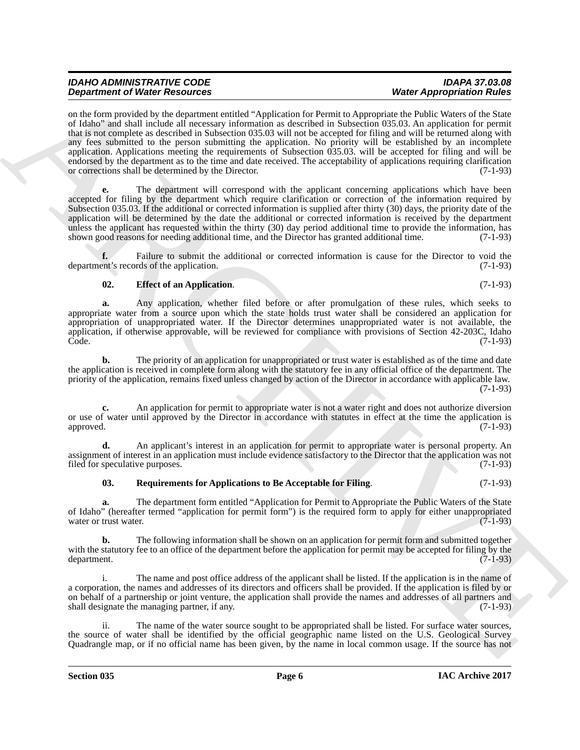on the form provided by the department entitled "Application for Permit to Appropriate the Public Waters of the State of Idaho" and shall include all necessary information as described in Subsection 035.03. An application for permit that is not complete as described in Subsection 035.03 will not be accepted for filing and will be returned along with any fees submitted to the person submitting the application. No priority will be established by an incomplete application. Applications meeting the requirements of Subsection 035.03. will be accepted for filing and will be endorsed by the department as to the time and date received. The acceptability of applications requiring clarification or corrections shall be determined by the Director. (7-1-93)

**e.** The department will correspond with the applicant concerning applications which have been accepted for filing by the department which require clarification or correction of the information required by Subsection 035.03. If the additional or corrected information is supplied after thirty (30) days, the priority date of the application will be determined by the date the additional or corrected information is received by the department unless the applicant has requested within the thirty (30) day period additional time to provide the information, has shown good reasons for needing additional time, and the Director has granted additional time. (7-1-93)

**f.** Failure to submit the additional or corrected information is cause for the Director to void the department's records of the application. (7-1-93)

**02. Effect of an Application**. (7-1-93)

**a.** Any application, whether filed before or after promulgation of these rules, which seeks to appropriate water from a source upon which the state holds trust water shall be considered an application for appropriation of unappropriated water. If the Director determines unappropriated water is not available, the application, if otherwise approvable, will be reviewed for compliance with provisions of Section 42-203C, Idaho Code. (7-1-93)

**b.** The priority of an application for unappropriated or trust water is established as of the time and date the application is received in complete form along with the statutory fee in any official office of the department. The priority of the application, remains fixed unless changed by action of the Director in accordance with applicable law. (7-1-93)

**c.** An application for permit to appropriate water is not a water right and does not authorize diversion or use of water until approved by the Director in accordance with statutes in effect at the time the application is approved. (7-1-93)

**d.** An applicant's interest in an application for permit to appropriate water is personal property. An assignment of interest in an application must include evidence satisfactory to the Director that the application was not filed for speculative purposes. (7-1-93)

**03. Requirements for Applications to Be Acceptable for Filing**. (7-1-93)

**a.** The department form entitled "Application for Permit to Appropriate the Public Waters of the State of Idaho" (hereafter termed "application for permit form") is the required form to apply for either unappropriated water or trust water. (7-1-93)

**b.** The following information shall be shown on an application for permit form and submitted together with the statutory fee to an office of the department before the application for permit may be accepted for filing by the department. (7-1-93)

i. The name and post office address of the applicant shall be listed. If the application is in the name of a corporation, the names and addresses of its directors and officers shall be provided. If the application is filed by or on behalf of a partnership or joint venture, the application shall provide the names and addresses of all partners and shall designate the managing partner, if any. (7-1-93)

ii. The name of the water source sought to be appropriated shall be listed. For surface water sources, the source of water shall be identified by the official geographic name listed on the U.S. Geological Survey Quadrangle map, or if no official name has been given, by the name in local common usage. If the source has not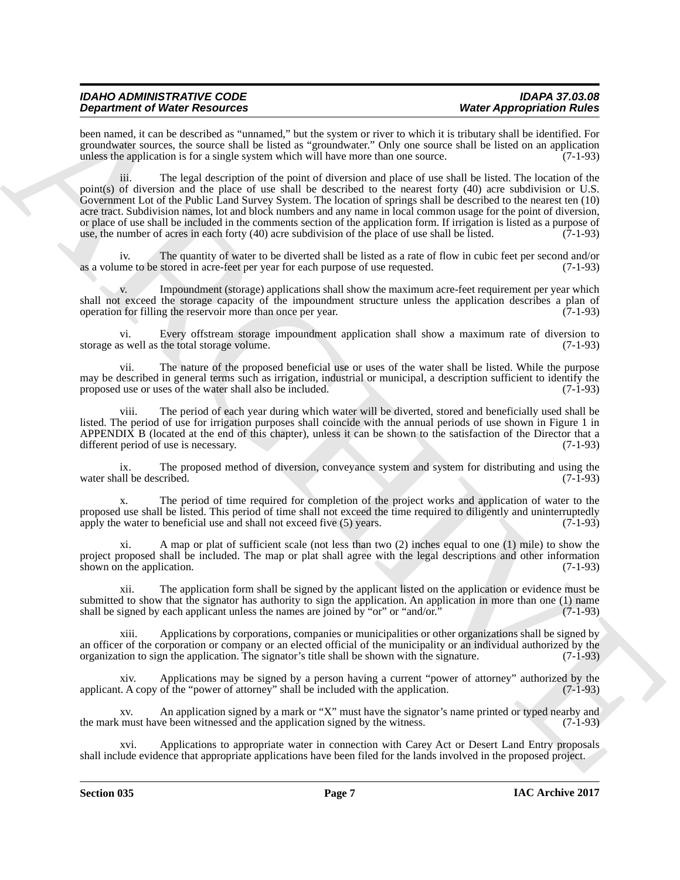been named, it can be described as "unnamed," but the system or river to which it is tributary shall be identified. For groundwater sources, the source shall be listed as "groundwater." Only one source shall be listed on an application unless the application is for a single system which will have more than one source. (7-1-93)

iii. The legal description of the point of diversion and place of use shall be listed. The location of the point(s) of diversion and the place of use shall be described to the nearest forty (40) acre subdivision or U.S. Government Lot of the Public Land Survey System. The location of springs shall be described to the nearest ten (10) acre tract. Subdivision names, lot and block numbers and any name in local common usage for the point of diversion, or place of use shall be included in the comments section of the application form. If irrigation is listed as a purpose of use, the number of acres in each forty (40) acre subdivision of the place of use shall be listed. (7-1-93)

iv. The quantity of water to be diverted shall be listed as a rate of flow in cubic feet per second and/or as a volume to be stored in acre-feet per year for each purpose of use requested. (7-1-93)

v. Impoundment (storage) applications shall show the maximum acre-feet requirement per year which shall not exceed the storage capacity of the impoundment structure unless the application describes a plan of operation for filling the reservoir more than once per year. (7-1-93)

vi. Every offstream storage impoundment application shall show a maximum rate of diversion to storage as well as the total storage volume. (7-1-93)

vii. The nature of the proposed beneficial use or uses of the water shall be listed. While the purpose may be described in general terms such as irrigation, industrial or municipal, a description sufficient to identify the proposed use or uses of the water shall also be included. (7-1-93)

viii. The period of each year during which water will be diverted, stored and beneficially used shall be listed. The period of use for irrigation purposes shall coincide with the annual periods of use shown in Figure 1 in APPENDIX B (located at the end of this chapter), unless it can be shown to the satisfaction of the Director that a different period of use is necessary. (7-1-93)

ix. The proposed method of diversion, conveyance system and system for distributing and using the water shall be described. (7-1-93)

x. The period of time required for completion of the project works and application of water to the proposed use shall be listed. This period of time shall not exceed the time required to diligently and uninterruptedly apply the water to beneficial use and shall not exceed five (5) years. (7-1-93)

xi. A map or plat of sufficient scale (not less than two (2) inches equal to one (1) mile) to show the project proposed shall be included. The map or plat shall agree with the legal descriptions and other information shown on the application. (7-1-93)

xii. The application form shall be signed by the applicant listed on the application or evidence must be submitted to show that the signator has authority to sign the application. An application in more than one (1) name shall be signed by each applicant unless the names are joined by "or" or "and/or." (7-1-93)

xiii. Applications by corporations, companies or municipalities or other organizations shall be signed by an officer of the corporation or company or an elected official of the municipality or an individual authorized by the organization to sign the application. The signator's title shall be shown with the signature. (7-1-93)

xiv. Applications may be signed by a person having a current "power of attorney" authorized by the applicant. A copy of the "power of attorney" shall be included with the application. (7-1-93)

xv. An application signed by a mark or "X" must have the signator's name printed or typed nearby and the mark must have been witnessed and the application signed by the witness. (7-1-93)

xvi. Applications to appropriate water in connection with Carey Act or Desert Land Entry proposals shall include evidence that appropriate applications have been filed for the lands involved in the proposed project.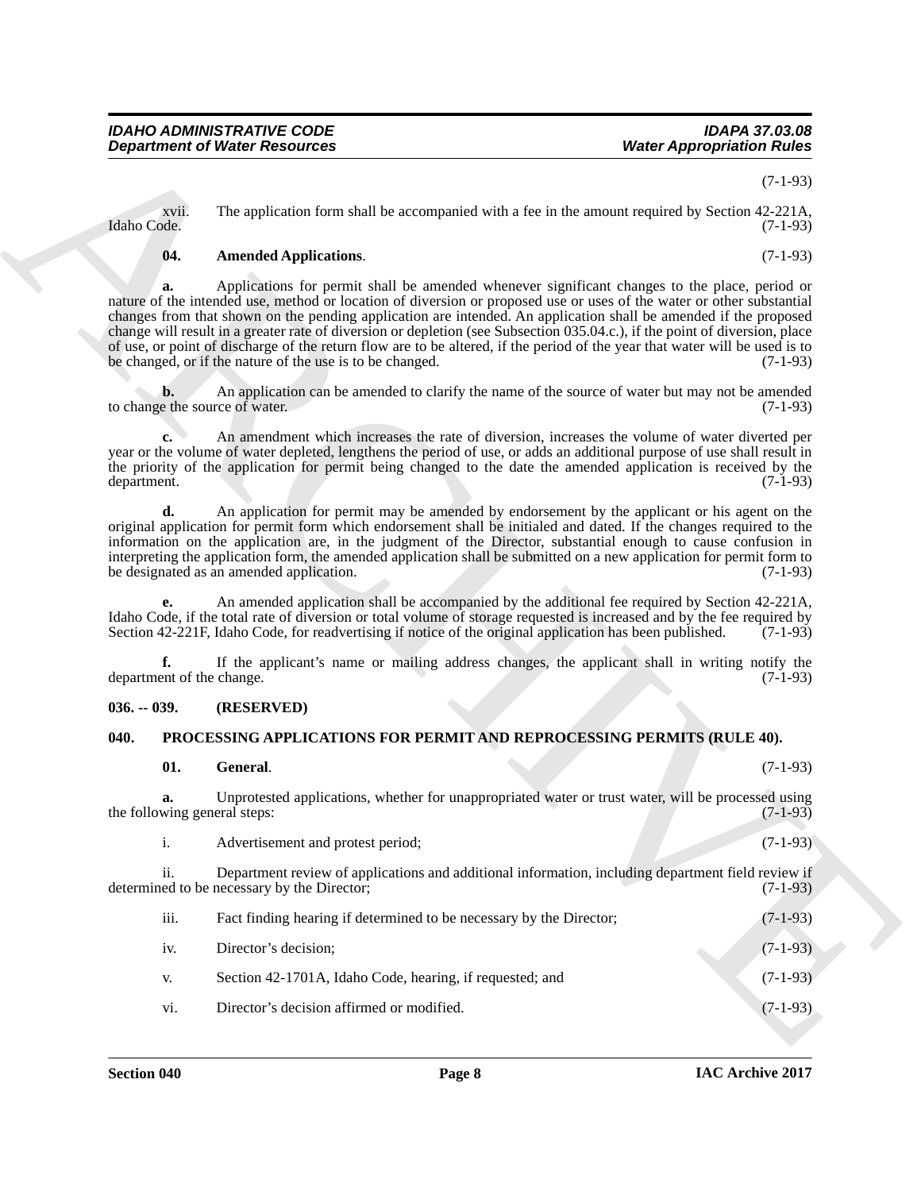(7-1-93)

xvii. The application form shall be accompanied with a fee in the amount required by Section 42-221A, Idaho Code. (7-1-93)

**04. Amended Applications**. (7-1-93)

**a.** Applications for permit shall be amended whenever significant changes to the place, period or nature of the intended use, method or location of diversion or proposed use or uses of the water or other substantial changes from that shown on the pending application are intended. An application shall be amended if the proposed change will result in a greater rate of diversion or depletion (see Subsection 035.04.c.), if the point of diversion, place of use, or point of discharge of the return flow are to be altered, if the period of the year that water will be used is to be changed, or if the nature of the use is to be changed. (7-1-93)

**b.** An application can be amended to clarify the name of the source of water but may not be amended to change the source of water. (7-1-93)

**c.** An amendment which increases the rate of diversion, increases the volume of water diverted per year or the volume of water depleted, lengthens the period of use, or adds an additional purpose of use shall result in the priority of the application for permit being changed to the date the amended application is received by the department. (7-1-93)

**d.** An application for permit may be amended by endorsement by the applicant or his agent on the original application for permit form which endorsement shall be initialed and dated. If the changes required to the information on the application are, in the judgment of the Director, substantial enough to cause confusion in interpreting the application form, the amended application shall be submitted on a new application for permit form to be designated as an amended application. (7-1-93)

**e.** An amended application shall be accompanied by the additional fee required by Section 42-221A, Idaho Code, if the total rate of diversion or total volume of storage requested is increased and by the fee required by Section 42-221F, Idaho Code, for readvertising if notice of the original application has been published. (7-1-93)

**f.** If the applicant's name or mailing address changes, the applicant shall in writing notify the department of the change. (7-1-93)

## 036. -- 039. (RESERVED)

## 040. PROCESSING APPLICATIONS FOR PERMIT AND REPROCESSING PERMITS (RULE 40).

**01. General**. (7-1-93)

**a.** Unprotested applications, whether for unappropriated water or trust water, will be processed using the following general steps: (7-1-93)

i. Advertisement and protest period; (7-1-93)

ii. Department review of applications and additional information, including department field review if determined to be necessary by the Director; (7-1-93)

iii. Fact finding hearing if determined to be necessary by the Director; (7-1-93)

iv. Director's decision; (7-1-93)

v. Section 42-1701A, Idaho Code, hearing, if requested; and (7-1-93)

vi. Director's decision affirmed or modified. (7-1-93)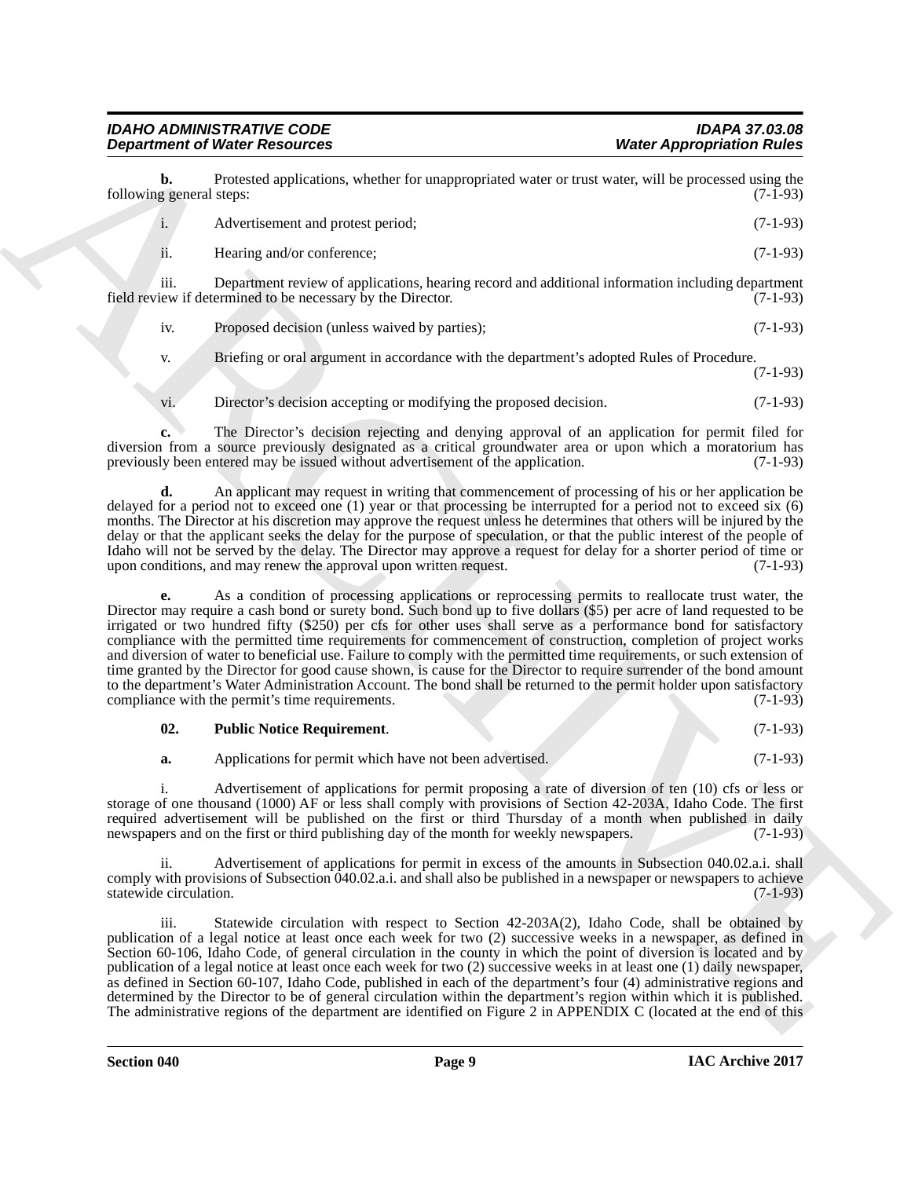**b.** Protested applications, whether for unappropriated water or trust water, will be processed using the following general steps: (7-1-93)

i. Advertisement and protest period; (7-1-93)

ii. Hearing and/or conference; (7-1-93)

iii. Department review of applications, hearing record and additional information including department field review if determined to be necessary by the Director. (7-1-93)

iv. Proposed decision (unless waived by parties); (7-1-93)

v. Briefing or oral argument in accordance with the department's adopted Rules of Procedure. (7-1-93)

vi. Director's decision accepting or modifying the proposed decision. (7-1-93)

**c.** The Director's decision rejecting and denying approval of an application for permit filed for diversion from a source previously designated as a critical groundwater area or upon which a moratorium has previously been entered may be issued without advertisement of the application. (7-1-93)

**d.** An applicant may request in writing that commencement of processing of his or her application be delayed for a period not to exceed one (1) year or that processing be interrupted for a period not to exceed six (6) months. The Director at his discretion may approve the request unless he determines that others will be injured by the delay or that the applicant seeks the delay for the purpose of speculation, or that the public interest of the people of Idaho will not be served by the delay. The Director may approve a request for delay for a shorter period of time or upon conditions, and may renew the approval upon written request. (7-1-93)

**e.** As a condition of processing applications or reprocessing permits to reallocate trust water, the Director may require a cash bond or surety bond. Such bond up to five dollars ($5) per acre of land requested to be irrigated or two hundred fifty ($250) per cfs for other uses shall serve as a performance bond for satisfactory compliance with the permitted time requirements for commencement of construction, completion of project works and diversion of water to beneficial use. Failure to comply with the permitted time requirements, or such extension of time granted by the Director for good cause shown, is cause for the Director to require surrender of the bond amount to the department's Water Administration Account. The bond shall be returned to the permit holder upon satisfactory compliance with the permit's time requirements. (7-1-93)

**02. Public Notice Requirement**. (7-1-93)

**a.** Applications for permit which have not been advertised. (7-1-93)

i. Advertisement of applications for permit proposing a rate of diversion of ten (10) cfs or less or storage of one thousand (1000) AF or less shall comply with provisions of Section 42-203A, Idaho Code. The first required advertisement will be published on the first or third Thursday of a month when published in daily newspapers and on the first or third publishing day of the month for weekly newspapers. (7-1-93)

ii. Advertisement of applications for permit in excess of the amounts in Subsection 040.02.a.i. shall comply with provisions of Subsection 040.02.a.i. and shall also be published in a newspaper or newspapers to achieve statewide circulation. (7-1-93)

iii. Statewide circulation with respect to Section 42-203A(2), Idaho Code, shall be obtained by publication of a legal notice at least once each week for two (2) successive weeks in a newspaper, as defined in Section 60-106, Idaho Code, of general circulation in the county in which the point of diversion is located and by publication of a legal notice at least once each week for two (2) successive weeks in at least one (1) daily newspaper, as defined in Section 60-107, Idaho Code, published in each of the department's four (4) administrative regions and determined by the Director to be of general circulation within the department's region within which it is published. The administrative regions of the department are identified on Figure 2 in APPENDIX C (located at the end of this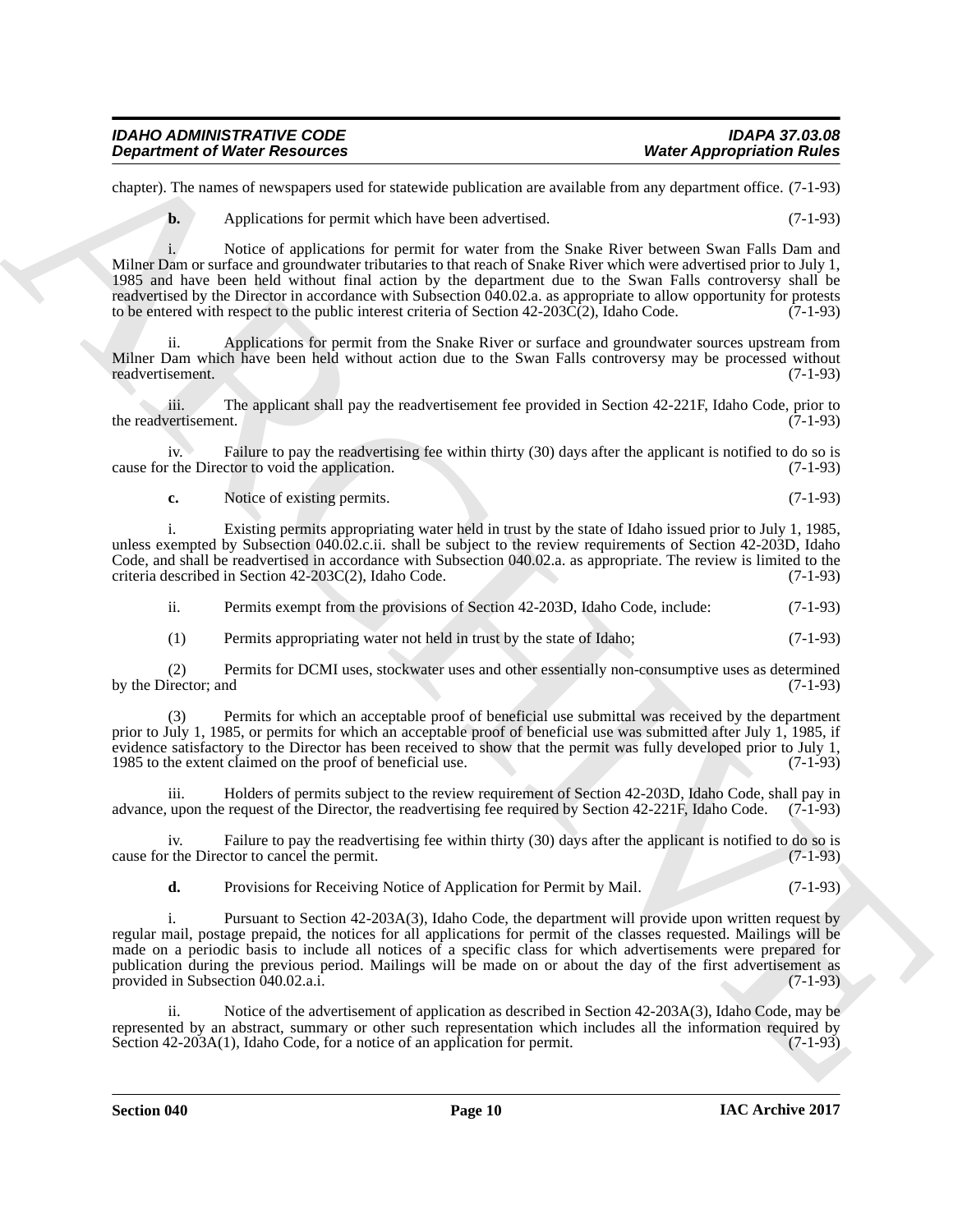chapter). The names of newspapers used for statewide publication are available from any department office. (7-1-93)

**b.** Applications for permit which have been advertised. (7-1-93)

i. Notice of applications for permit for water from the Snake River between Swan Falls Dam and Milner Dam or surface and groundwater tributaries to that reach of Snake River which were advertised prior to July 1, 1985 and have been held without final action by the department due to the Swan Falls controversy shall be readvertised by the Director in accordance with Subsection 040.02.a. as appropriate to allow opportunity for protests to be entered with respect to the public interest criteria of Section 42-203C(2), Idaho Code. (7-1-93)

ii. Applications for permit from the Snake River or surface and groundwater sources upstream from Milner Dam which have been held without action due to the Swan Falls controversy may be processed without readvertisement. (7-1-93)

iii. The applicant shall pay the readvertisement fee provided in Section 42-221F, Idaho Code, prior to the readvertisement. (7-1-93)

iv. Failure to pay the readvertising fee within thirty (30) days after the applicant is notified to do so is cause for the Director to void the application. (7-1-93)

**c.** Notice of existing permits. (7-1-93)

i. Existing permits appropriating water held in trust by the state of Idaho issued prior to July 1, 1985, unless exempted by Subsection 040.02.c.ii. shall be subject to the review requirements of Section 42-203D, Idaho Code, and shall be readvertised in accordance with Subsection 040.02.a. as appropriate. The review is limited to the criteria described in Section 42-203C(2), Idaho Code. (7-1-93)

ii. Permits exempt from the provisions of Section 42-203D, Idaho Code, include: (7-1-93)

(1) Permits appropriating water not held in trust by the state of Idaho; (7-1-93)

(2) Permits for DCMI uses, stockwater uses and other essentially non-consumptive uses as determined by the Director; and (7-1-93)

(3) Permits for which an acceptable proof of beneficial use submittal was received by the department prior to July 1, 1985, or permits for which an acceptable proof of beneficial use was submitted after July 1, 1985, if evidence satisfactory to the Director has been received to show that the permit was fully developed prior to July 1, 1985 to the extent claimed on the proof of beneficial use. (7-1-93)

iii. Holders of permits subject to the review requirement of Section 42-203D, Idaho Code, shall pay in advance, upon the request of the Director, the readvertising fee required by Section 42-221F, Idaho Code. (7-1-93)

iv. Failure to pay the readvertising fee within thirty (30) days after the applicant is notified to do so is cause for the Director to cancel the permit. (7-1-93)

**d.** Provisions for Receiving Notice of Application for Permit by Mail. (7-1-93)

i. Pursuant to Section 42-203A(3), Idaho Code, the department will provide upon written request by regular mail, postage prepaid, the notices for all applications for permit of the classes requested. Mailings will be made on a periodic basis to include all notices of a specific class for which advertisements were prepared for publication during the previous period. Mailings will be made on or about the day of the first advertisement as provided in Subsection 040.02.a.i. (7-1-93)

ii. Notice of the advertisement of application as described in Section 42-203A(3), Idaho Code, may be represented by an abstract, summary or other such representation which includes all the information required by Section 42-203A(1), Idaho Code, for a notice of an application for permit. (7-1-93)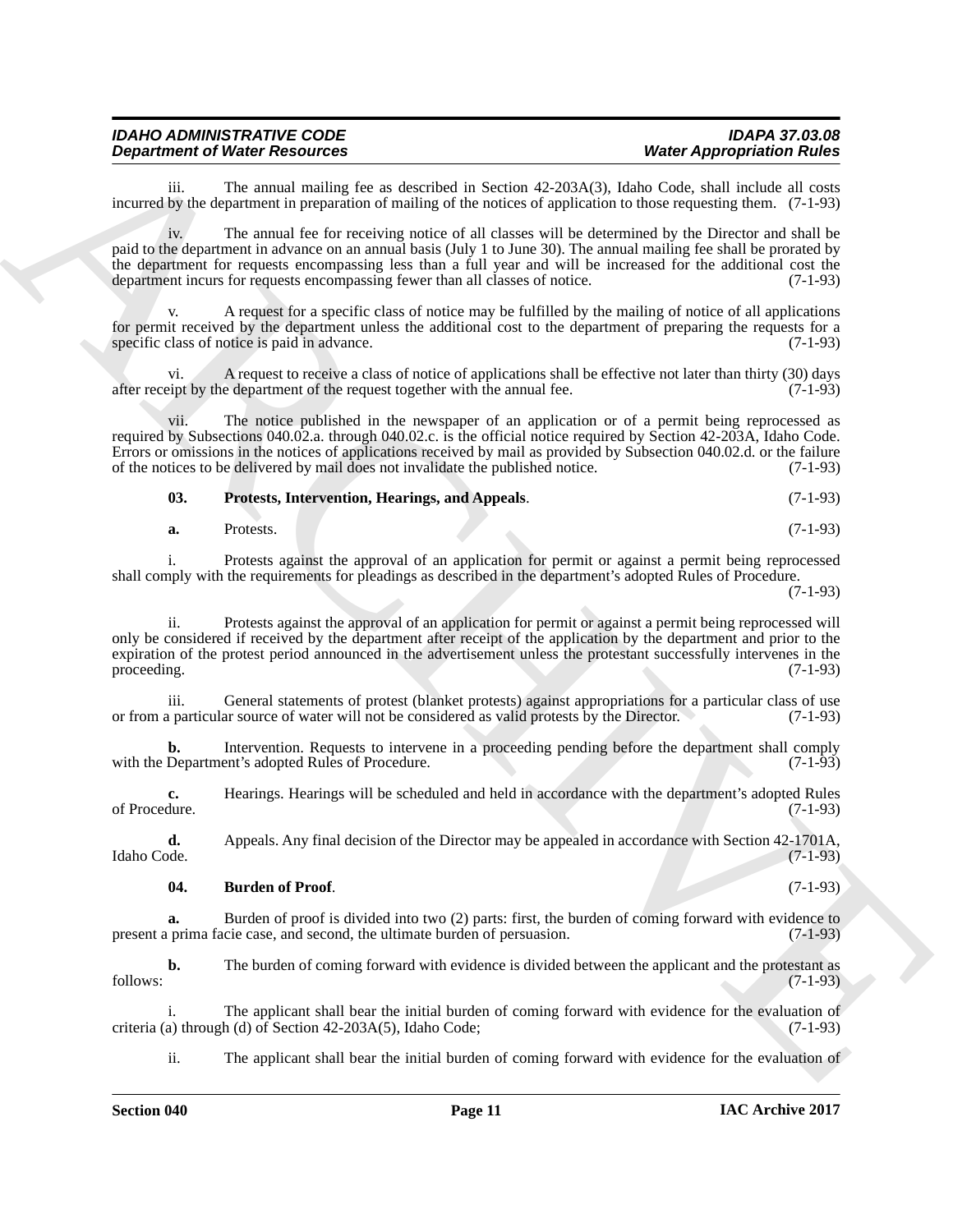iii. The annual mailing fee as described in Section 42-203A(3), Idaho Code, shall include all costs incurred by the department in preparation of mailing of the notices of application to those requesting them. (7-1-93)

iv. The annual fee for receiving notice of all classes will be determined by the Director and shall be paid to the department in advance on an annual basis (July 1 to June 30). The annual mailing fee shall be prorated by the department for requests encompassing less than a full year and will be increased for the additional cost the department incurs for requests encompassing fewer than all classes of notice. (7-1-93)

v. A request for a specific class of notice may be fulfilled by the mailing of notice of all applications for permit received by the department unless the additional cost to the department of preparing the requests for a specific class of notice is paid in advance. (7-1-93)

vi. A request to receive a class of notice of applications shall be effective not later than thirty (30) days after receipt by the department of the request together with the annual fee. (7-1-93)

vii. The notice published in the newspaper of an application or of a permit being reprocessed as required by Subsections 040.02.a. through 040.02.c. is the official notice required by Section 42-203A, Idaho Code. Errors or omissions in the notices of applications received by mail as provided by Subsection 040.02.d. or the failure of the notices to be delivered by mail does not invalidate the published notice. (7-1-93)

**03. Protests, Intervention, Hearings, and Appeals**. (7-1-93)

**a.** Protests. (7-1-93)

i. Protests against the approval of an application for permit or against a permit being reprocessed shall comply with the requirements for pleadings as described in the department's adopted Rules of Procedure. (7-1-93)

ii. Protests against the approval of an application for permit or against a permit being reprocessed will only be considered if received by the department after receipt of the application by the department and prior to the expiration of the protest period announced in the advertisement unless the protestant successfully intervenes in the proceeding. (7-1-93)

iii. General statements of protest (blanket protests) against appropriations for a particular class of use or from a particular source of water will not be considered as valid protests by the Director. (7-1-93)

**b.** Intervention. Requests to intervene in a proceeding pending before the department shall comply with the Department's adopted Rules of Procedure. (7-1-93)

**c.** Hearings. Hearings will be scheduled and held in accordance with the department's adopted Rules of Procedure. (7-1-93)

**d.** Appeals. Any final decision of the Director may be appealed in accordance with Section 42-1701A, Idaho Code. (7-1-93)

**04. Burden of Proof**. (7-1-93)

**a.** Burden of proof is divided into two (2) parts: first, the burden of coming forward with evidence to present a prima facie case, and second, the ultimate burden of persuasion. (7-1-93)

**b.** The burden of coming forward with evidence is divided between the applicant and the protestant as follows: (7-1-93)

i. The applicant shall bear the initial burden of coming forward with evidence for the evaluation of criteria (a) through (d) of Section 42-203A(5), Idaho Code; (7-1-93)

ii. The applicant shall bear the initial burden of coming forward with evidence for the evaluation of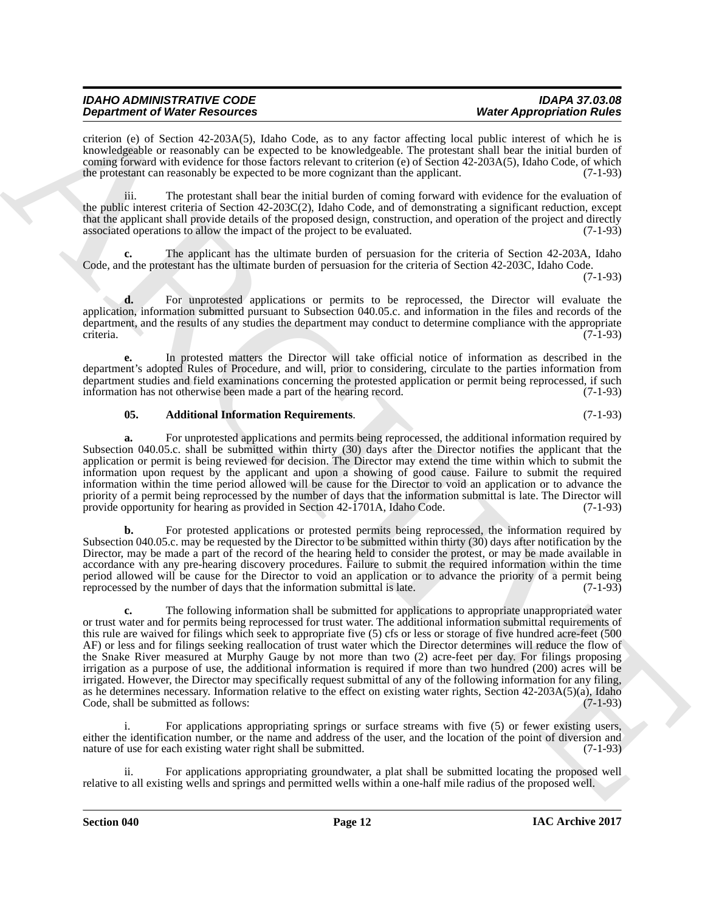criterion (e) of Section 42-203A(5), Idaho Code, as to any factor affecting local public interest of which he is knowledgeable or reasonably can be expected to be knowledgeable. The protestant shall bear the initial burden of coming forward with evidence for those factors relevant to criterion (e) of Section 42-203A(5), Idaho Code, of which the protestant can reasonably be expected to be more cognizant than the applicant. (7-1-93)

iii. The protestant shall bear the initial burden of coming forward with evidence for the evaluation of the public interest criteria of Section 42-203C(2), Idaho Code, and of demonstrating a significant reduction, except that the applicant shall provide details of the proposed design, construction, and operation of the project and directly associated operations to allow the impact of the project to be evaluated. (7-1-93)

**c.** The applicant has the ultimate burden of persuasion for the criteria of Section 42-203A, Idaho Code, and the protestant has the ultimate burden of persuasion for the criteria of Section 42-203C, Idaho Code. (7-1-93)

**d.** For unprotested applications or permits to be reprocessed, the Director will evaluate the application, information submitted pursuant to Subsection 040.05.c. and information in the files and records of the department, and the results of any studies the department may conduct to determine compliance with the appropriate criteria. (7-1-93)

**e.** In protested matters the Director will take official notice of information as described in the department's adopted Rules of Procedure, and will, prior to considering, circulate to the parties information from department studies and field examinations concerning the protested application or permit being reprocessed, if such information has not otherwise been made a part of the hearing record. (7-1-93)

**05. Additional Information Requirements**. (7-1-93)

**a.** For unprotested applications and permits being reprocessed, the additional information required by Subsection 040.05.c. shall be submitted within thirty (30) days after the Director notifies the applicant that the application or permit is being reviewed for decision. The Director may extend the time within which to submit the information upon request by the applicant and upon a showing of good cause. Failure to submit the required information within the time period allowed will be cause for the Director to void an application or to advance the priority of a permit being reprocessed by the number of days that the information submittal is late. The Director will provide opportunity for hearing as provided in Section 42-1701A, Idaho Code. (7-1-93)

**b.** For protested applications or protested permits being reprocessed, the information required by Subsection 040.05.c. may be requested by the Director to be submitted within thirty (30) days after notification by the Director, may be made a part of the record of the hearing held to consider the protest, or may be made available in accordance with any pre-hearing discovery procedures. Failure to submit the required information within the time period allowed will be cause for the Director to void an application or to advance the priority of a permit being reprocessed by the number of days that the information submittal is late. (7-1-93)

**c.** The following information shall be submitted for applications to appropriate unappropriated water or trust water and for permits being reprocessed for trust water. The additional information submittal requirements of this rule are waived for filings which seek to appropriate five (5) cfs or less or storage of five hundred acre-feet (500 AF) or less and for filings seeking reallocation of trust water which the Director determines will reduce the flow of the Snake River measured at Murphy Gauge by not more than two (2) acre-feet per day. For filings proposing irrigation as a purpose of use, the additional information is required if more than two hundred (200) acres will be irrigated. However, the Director may specifically request submittal of any of the following information for any filing, as he determines necessary. Information relative to the effect on existing water rights, Section 42-203A(5)(a), Idaho Code, shall be submitted as follows: (7-1-93)

i. For applications appropriating springs or surface streams with five (5) or fewer existing users, either the identification number, or the name and address of the user, and the location of the point of diversion and nature of use for each existing water right shall be submitted. (7-1-93)

ii. For applications appropriating groundwater, a plat shall be submitted locating the proposed well relative to all existing wells and springs and permitted wells within a one-half mile radius of the proposed well.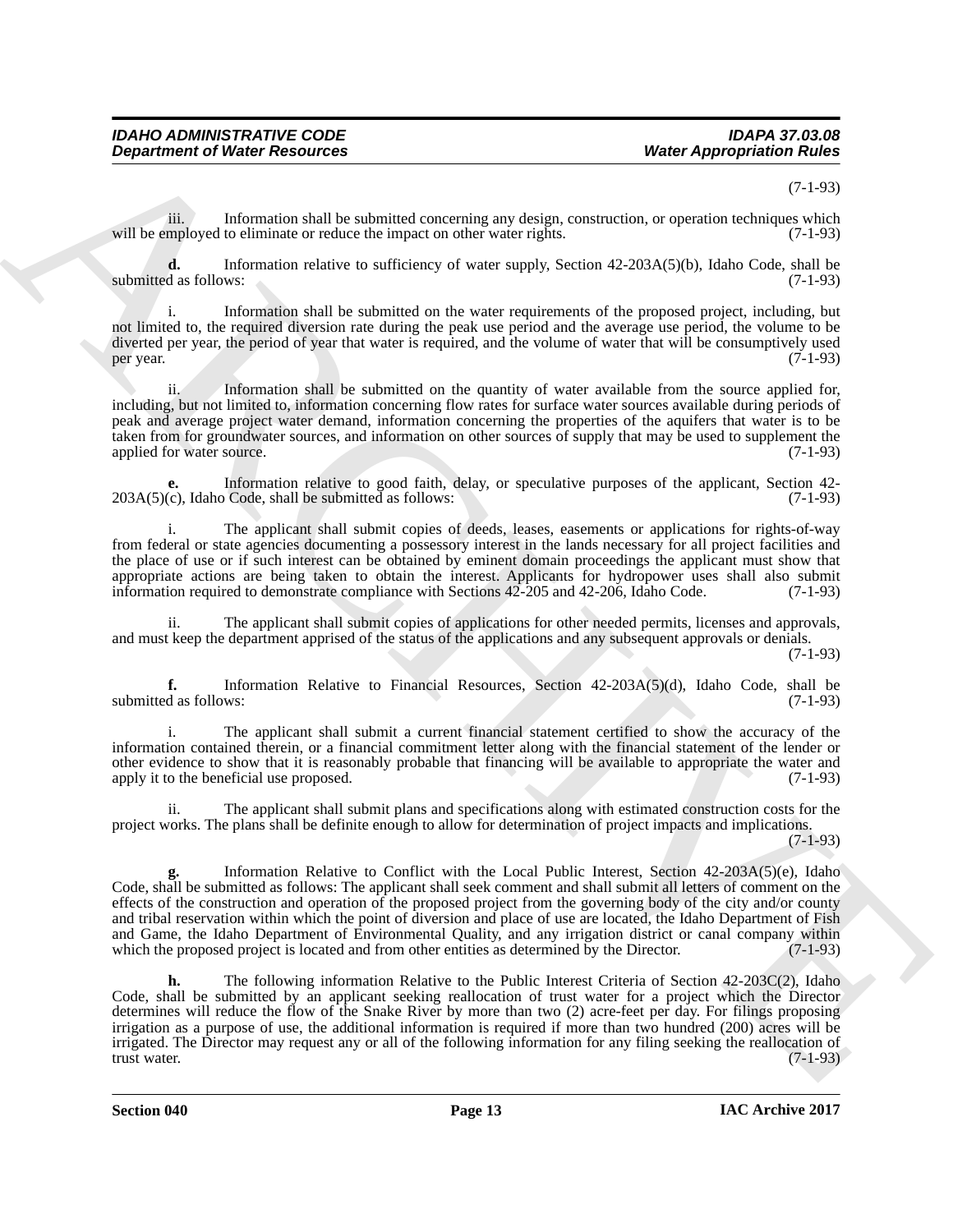(7-1-93)

iii. Information shall be submitted concerning any design, construction, or operation techniques which will be employed to eliminate or reduce the impact on other water rights. (7-1-93)

**d.** Information relative to sufficiency of water supply, Section 42-203A(5)(b), Idaho Code, shall be submitted as follows: (7-1-93)

i. Information shall be submitted on the water requirements of the proposed project, including, but not limited to, the required diversion rate during the peak use period and the average use period, the volume to be diverted per year, the period of year that water is required, and the volume of water that will be consumptively used per year. (7-1-93)

ii. Information shall be submitted on the quantity of water available from the source applied for, including, but not limited to, information concerning flow rates for surface water sources available during periods of peak and average project water demand, information concerning the properties of the aquifers that water is to be taken from for groundwater sources, and information on other sources of supply that may be used to supplement the applied for water source. (7-1-93)

**e.** Information relative to good faith, delay, or speculative purposes of the applicant, Section 42-203A(5)(c), Idaho Code, shall be submitted as follows: (7-1-93)

i. The applicant shall submit copies of deeds, leases, easements or applications for rights-of-way from federal or state agencies documenting a possessory interest in the lands necessary for all project facilities and the place of use or if such interest can be obtained by eminent domain proceedings the applicant must show that appropriate actions are being taken to obtain the interest. Applicants for hydropower uses shall also submit information required to demonstrate compliance with Sections 42-205 and 42-206, Idaho Code. (7-1-93)

ii. The applicant shall submit copies of applications for other needed permits, licenses and approvals, and must keep the department apprised of the status of the applications and any subsequent approvals or denials. (7-1-93)

**f.** Information Relative to Financial Resources, Section 42-203A(5)(d), Idaho Code, shall be submitted as follows: (7-1-93)

i. The applicant shall submit a current financial statement certified to show the accuracy of the information contained therein, or a financial commitment letter along with the financial statement of the lender or other evidence to show that it is reasonably probable that financing will be available to appropriate the water and apply it to the beneficial use proposed. (7-1-93)

ii. The applicant shall submit plans and specifications along with estimated construction costs for the project works. The plans shall be definite enough to allow for determination of project impacts and implications. (7-1-93)

**g.** Information Relative to Conflict with the Local Public Interest, Section 42-203A(5)(e), Idaho Code, shall be submitted as follows: The applicant shall seek comment and shall submit all letters of comment on the effects of the construction and operation of the proposed project from the governing body of the city and/or county and tribal reservation within which the point of diversion and place of use are located, the Idaho Department of Fish and Game, the Idaho Department of Environmental Quality, and any irrigation district or canal company within which the proposed project is located and from other entities as determined by the Director. (7-1-93)

**h.** The following information Relative to the Public Interest Criteria of Section 42-203C(2), Idaho Code, shall be submitted by an applicant seeking reallocation of trust water for a project which the Director determines will reduce the flow of the Snake River by more than two (2) acre-feet per day. For filings proposing irrigation as a purpose of use, the additional information is required if more than two hundred (200) acres will be irrigated. The Director may request any or all of the following information for any filing seeking the reallocation of trust water. (7-1-93)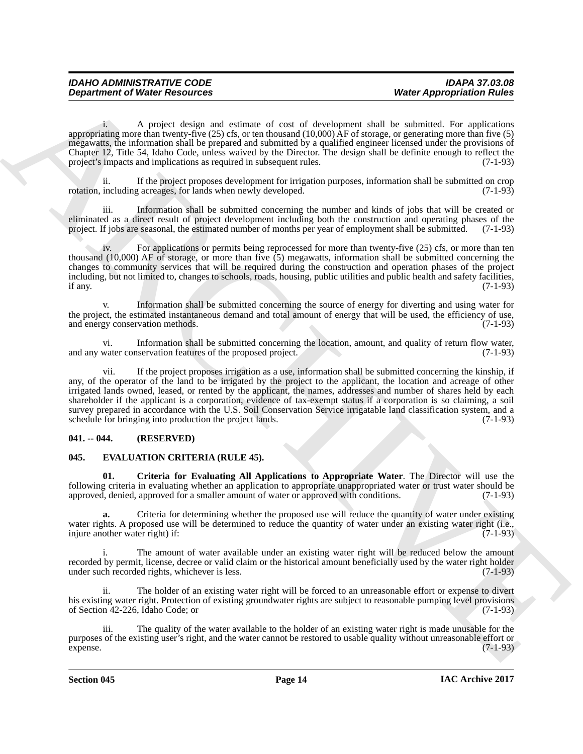i. A project design and estimate of cost of development shall be submitted. For applications appropriating more than twenty-five (25) cfs, or ten thousand (10,000) AF of storage, or generating more than five (5) megawatts, the information shall be prepared and submitted by a qualified engineer licensed under the provisions of Chapter 12, Title 54, Idaho Code, unless waived by the Director. The design shall be definite enough to reflect the project's impacts and implications as required in subsequent rules. (7-1-93)

ii. If the project proposes development for irrigation purposes, information shall be submitted on crop rotation, including acreages, for lands when newly developed. (7-1-93)

iii. Information shall be submitted concerning the number and kinds of jobs that will be created or eliminated as a direct result of project development including both the construction and operating phases of the project. If jobs are seasonal, the estimated number of months per year of employment shall be submitted. (7-1-93)

iv. For applications or permits being reprocessed for more than twenty-five (25) cfs, or more than ten thousand (10,000) AF of storage, or more than five (5) megawatts, information shall be submitted concerning the changes to community services that will be required during the construction and operation phases of the project including, but not limited to, changes to schools, roads, housing, public utilities and public health and safety facilities, if any. (7-1-93)

v. Information shall be submitted concerning the source of energy for diverting and using water for the project, the estimated instantaneous demand and total amount of energy that will be used, the efficiency of use, and energy conservation methods. (7-1-93)

vi. Information shall be submitted concerning the location, amount, and quality of return flow water, and any water conservation features of the proposed project. (7-1-93)

vii. If the project proposes irrigation as a use, information shall be submitted concerning the kinship, if any, of the operator of the land to be irrigated by the project to the applicant, the location and acreage of other irrigated lands owned, leased, or rented by the applicant, the names, addresses and number of shares held by each shareholder if the applicant is a corporation, evidence of tax-exempt status if a corporation is so claiming, a soil survey prepared in accordance with the U.S. Soil Conservation Service irrigatable land classification system, and a schedule for bringing into production the project lands. (7-1-93)

## 041. -- 044. (RESERVED)

## 045. EVALUATION CRITERIA (RULE 45).

**01. Criteria for Evaluating All Applications to Appropriate Water**. The Director will use the following criteria in evaluating whether an application to appropriate unappropriated water or trust water should be approved, denied, approved for a smaller amount of water or approved with conditions. (7-1-93)

**a.** Criteria for determining whether the proposed use will reduce the quantity of water under existing water rights. A proposed use will be determined to reduce the quantity of water under an existing water right (i.e., injure another water right) if: (7-1-93)

i. The amount of water available under an existing water right will be reduced below the amount recorded by permit, license, decree or valid claim or the historical amount beneficially used by the water right holder under such recorded rights, whichever is less. (7-1-93)

ii. The holder of an existing water right will be forced to an unreasonable effort or expense to divert his existing water right. Protection of existing groundwater rights are subject to reasonable pumping level provisions of Section 42-226, Idaho Code; or (7-1-93)

iii. The quality of the water available to the holder of an existing water right is made unusable for the purposes of the existing user's right, and the water cannot be restored to usable quality without unreasonable effort or expense. (7-1-93)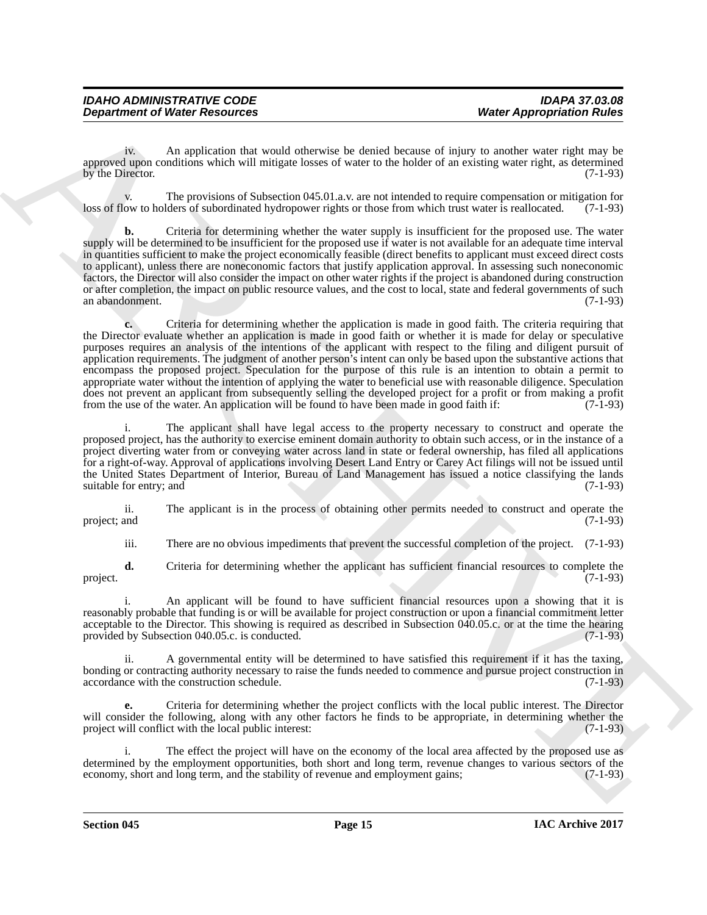iv. An application that would otherwise be denied because of injury to another water right may be approved upon conditions which will mitigate losses of water to the holder of an existing water right, as determined by the Director. (7-1-93)

v. The provisions of Subsection 045.01.a.v. are not intended to require compensation or mitigation for loss of flow to holders of subordinated hydropower rights or those from which trust water is reallocated. (7-1-93)

**b.** Criteria for determining whether the water supply is insufficient for the proposed use. The water supply will be determined to be insufficient for the proposed use if water is not available for an adequate time interval in quantities sufficient to make the project economically feasible (direct benefits to applicant must exceed direct costs to applicant), unless there are noneconomic factors that justify application approval. In assessing such noneconomic factors, the Director will also consider the impact on other water rights if the project is abandoned during construction or after completion, the impact on public resource values, and the cost to local, state and federal governments of such an abandonment. (7-1-93)

**c.** Criteria for determining whether the application is made in good faith. The criteria requiring that the Director evaluate whether an application is made in good faith or whether it is made for delay or speculative purposes requires an analysis of the intentions of the applicant with respect to the filing and diligent pursuit of application requirements. The judgment of another person's intent can only be based upon the substantive actions that encompass the proposed project. Speculation for the purpose of this rule is an intention to obtain a permit to appropriate water without the intention of applying the water to beneficial use with reasonable diligence. Speculation does not prevent an applicant from subsequently selling the developed project for a profit or from making a profit from the use of the water. An application will be found to have been made in good faith if: (7-1-93)

i. The applicant shall have legal access to the property necessary to construct and operate the proposed project, has the authority to exercise eminent domain authority to obtain such access, or in the instance of a project diverting water from or conveying water across land in state or federal ownership, has filed all applications for a right-of-way. Approval of applications involving Desert Land Entry or Carey Act filings will not be issued until the United States Department of Interior, Bureau of Land Management has issued a notice classifying the lands suitable for entry; and (7-1-93)

ii. The applicant is in the process of obtaining other permits needed to construct and operate the project; and (7-1-93)

iii. There are no obvious impediments that prevent the successful completion of the project. (7-1-93)

**d.** Criteria for determining whether the applicant has sufficient financial resources to complete the project. (7-1-93)

i. An applicant will be found to have sufficient financial resources upon a showing that it is reasonably probable that funding is or will be available for project construction or upon a financial commitment letter acceptable to the Director. This showing is required as described in Subsection 040.05.c. or at the time the hearing provided by Subsection 040.05.c. is conducted. (7-1-93)

ii. A governmental entity will be determined to have satisfied this requirement if it has the taxing, bonding or contracting authority necessary to raise the funds needed to commence and pursue project construction in accordance with the construction schedule. (7-1-93)

**e.** Criteria for determining whether the project conflicts with the local public interest. The Director will consider the following, along with any other factors he finds to be appropriate, in determining whether the project will conflict with the local public interest: (7-1-93)

i. The effect the project will have on the economy of the local area affected by the proposed use as determined by the employment opportunities, both short and long term, revenue changes to various sectors of the economy, short and long term, and the stability of revenue and employment gains; (7-1-93)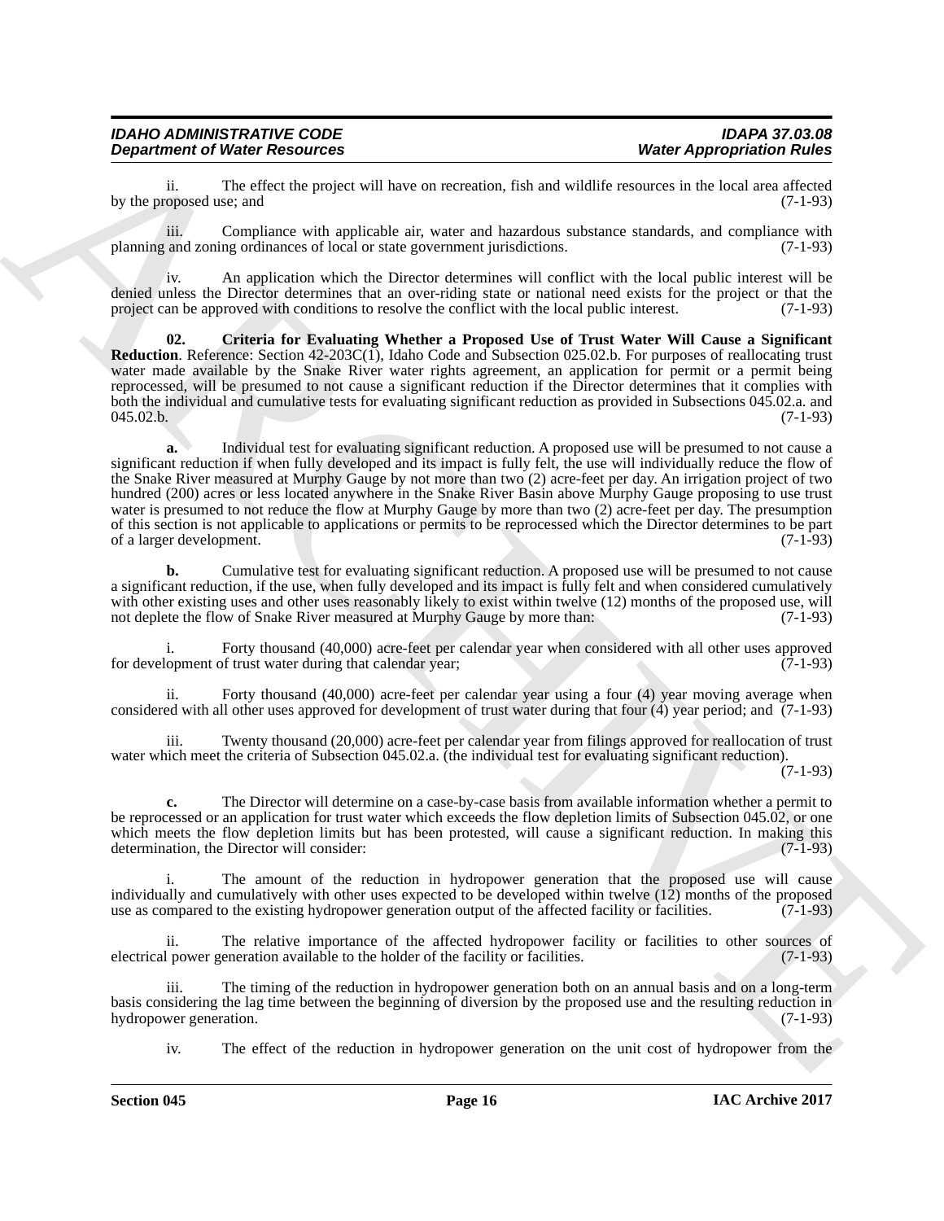ii. The effect the project will have on recreation, fish and wildlife resources in the local area affected by the proposed use; and (7-1-93)

iii. Compliance with applicable air, water and hazardous substance standards, and compliance with planning and zoning ordinances of local or state government jurisdictions. (7-1-93)

iv. An application which the Director determines will conflict with the local public interest will be denied unless the Director determines that an over-riding state or national need exists for the project or that the project can be approved with conditions to resolve the conflict with the local public interest. (7-1-93)

**02. Criteria for Evaluating Whether a Proposed Use of Trust Water Will Cause a Significant Reduction**. Reference: Section 42-203C(1), Idaho Code and Subsection 025.02.b. For purposes of reallocating trust water made available by the Snake River water rights agreement, an application for permit or a permit being reprocessed, will be presumed to not cause a significant reduction if the Director determines that it complies with both the individual and cumulative tests for evaluating significant reduction as provided in Subsections 045.02.a. and 045.02.b. (7-1-93)

**a.** Individual test for evaluating significant reduction. A proposed use will be presumed to not cause a significant reduction if when fully developed and its impact is fully felt, the use will individually reduce the flow of the Snake River measured at Murphy Gauge by not more than two (2) acre-feet per day. An irrigation project of two hundred (200) acres or less located anywhere in the Snake River Basin above Murphy Gauge proposing to use trust water is presumed to not reduce the flow at Murphy Gauge by more than two (2) acre-feet per day. The presumption of this section is not applicable to applications or permits to be reprocessed which the Director determines to be part of a larger development. (7-1-93)

**b.** Cumulative test for evaluating significant reduction. A proposed use will be presumed to not cause a significant reduction, if the use, when fully developed and its impact is fully felt and when considered cumulatively with other existing uses and other uses reasonably likely to exist within twelve (12) months of the proposed use, will not deplete the flow of Snake River measured at Murphy Gauge by more than: (7-1-93)

i. Forty thousand (40,000) acre-feet per calendar year when considered with all other uses approved for development of trust water during that calendar year; (7-1-93)

ii. Forty thousand (40,000) acre-feet per calendar year using a four (4) year moving average when considered with all other uses approved for development of trust water during that four (4) year period; and (7-1-93)

iii. Twenty thousand (20,000) acre-feet per calendar year from filings approved for reallocation of trust water which meet the criteria of Subsection 045.02.a. (the individual test for evaluating significant reduction). (7-1-93)

**c.** The Director will determine on a case-by-case basis from available information whether a permit to be reprocessed or an application for trust water which exceeds the flow depletion limits of Subsection 045.02, or one which meets the flow depletion limits but has been protested, will cause a significant reduction. In making this determination, the Director will consider: (7-1-93)

i. The amount of the reduction in hydropower generation that the proposed use will cause individually and cumulatively with other uses expected to be developed within twelve (12) months of the proposed use as compared to the existing hydropower generation output of the affected facility or facilities. (7-1-93)

ii. The relative importance of the affected hydropower facility or facilities to other sources of electrical power generation available to the holder of the facility or facilities. (7-1-93)

iii. The timing of the reduction in hydropower generation both on an annual basis and on a long-term basis considering the lag time between the beginning of diversion by the proposed use and the resulting reduction in hydropower generation. (7-1-93)

iv. The effect of the reduction in hydropower generation on the unit cost of hydropower from the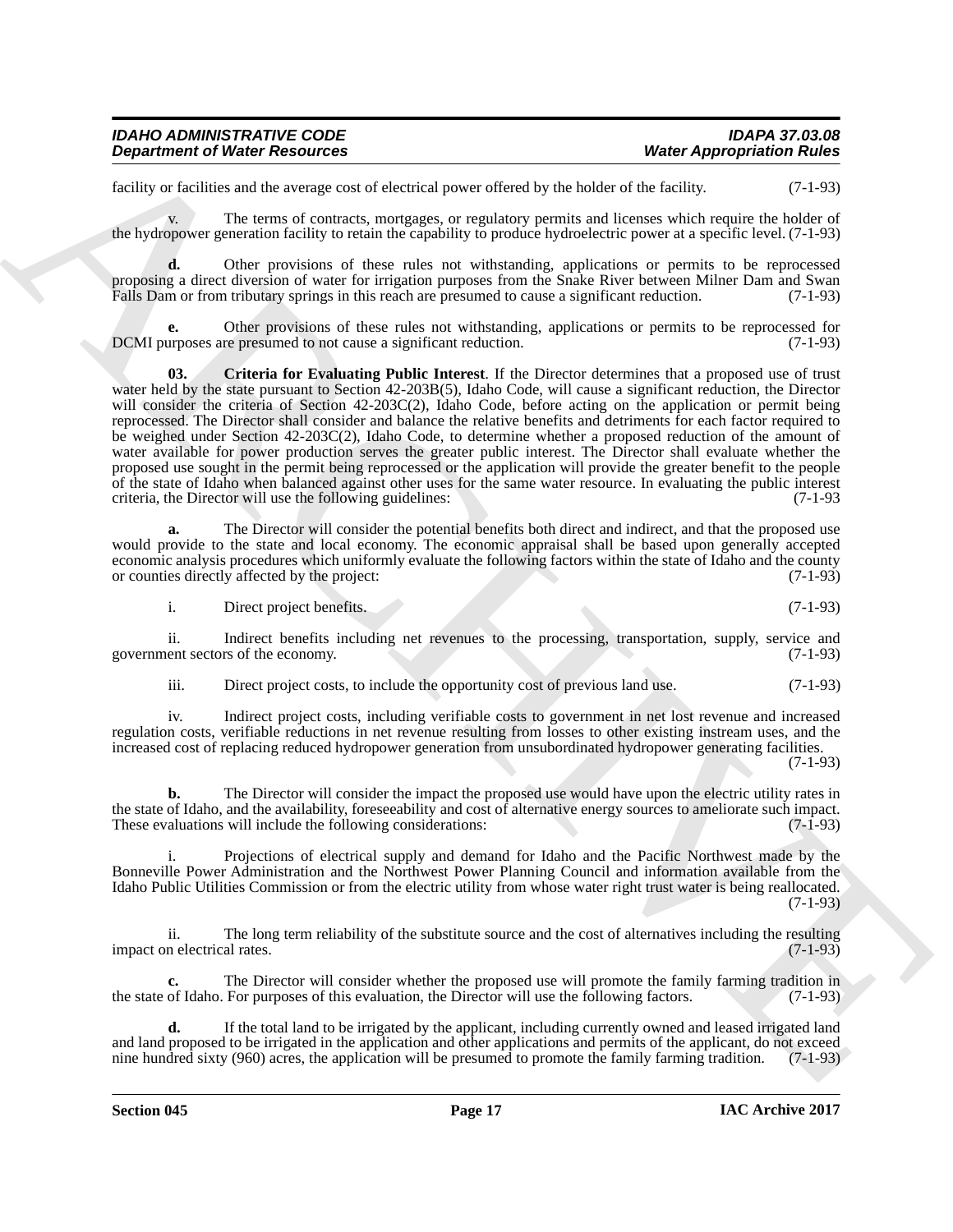facility or facilities and the average cost of electrical power offered by the holder of the facility. (7-1-93)

v. The terms of contracts, mortgages, or regulatory permits and licenses which require the holder of the hydropower generation facility to retain the capability to produce hydroelectric power at a specific level. (7-1-93)

**d.** Other provisions of these rules not withstanding, applications or permits to be reprocessed proposing a direct diversion of water for irrigation purposes from the Snake River between Milner Dam and Swan Falls Dam or from tributary springs in this reach are presumed to cause a significant reduction. (7-1-93)

**e.** Other provisions of these rules not withstanding, applications or permits to be reprocessed for DCMI purposes are presumed to not cause a significant reduction. (7-1-93)

**03. Criteria for Evaluating Public Interest**. If the Director determines that a proposed use of trust water held by the state pursuant to Section 42-203B(5), Idaho Code, will cause a significant reduction, the Director will consider the criteria of Section 42-203C(2), Idaho Code, before acting on the application or permit being reprocessed. The Director shall consider and balance the relative benefits and detriments for each factor required to be weighed under Section 42-203C(2), Idaho Code, to determine whether a proposed reduction of the amount of water available for power production serves the greater public interest. The Director shall evaluate whether the proposed use sought in the permit being reprocessed or the application will provide the greater benefit to the people of the state of Idaho when balanced against other uses for the same water resource. In evaluating the public interest criteria, the Director will use the following guidelines: (7-1-93

**a.** The Director will consider the potential benefits both direct and indirect, and that the proposed use would provide to the state and local economy. The economic appraisal shall be based upon generally accepted economic analysis procedures which uniformly evaluate the following factors within the state of Idaho and the county or counties directly affected by the project: (7-1-93)

i. Direct project benefits. (7-1-93)

ii. Indirect benefits including net revenues to the processing, transportation, supply, service and government sectors of the economy. (7-1-93)

iii. Direct project costs, to include the opportunity cost of previous land use. (7-1-93)

iv. Indirect project costs, including verifiable costs to government in net lost revenue and increased regulation costs, verifiable reductions in net revenue resulting from losses to other existing instream uses, and the increased cost of replacing reduced hydropower generation from unsubordinated hydropower generating facilities. (7-1-93)

**b.** The Director will consider the impact the proposed use would have upon the electric utility rates in the state of Idaho, and the availability, foreseeability and cost of alternative energy sources to ameliorate such impact. These evaluations will include the following considerations: (7-1-93)

i. Projections of electrical supply and demand for Idaho and the Pacific Northwest made by the Bonneville Power Administration and the Northwest Power Planning Council and information available from the Idaho Public Utilities Commission or from the electric utility from whose water right trust water is being reallocated. (7-1-93)

ii. The long term reliability of the substitute source and the cost of alternatives including the resulting impact on electrical rates. (7-1-93)

**c.** The Director will consider whether the proposed use will promote the family farming tradition in the state of Idaho. For purposes of this evaluation, the Director will use the following factors. (7-1-93)

**d.** If the total land to be irrigated by the applicant, including currently owned and leased irrigated land and land proposed to be irrigated in the application and other applications and permits of the applicant, do not exceed nine hundred sixty (960) acres, the application will be presumed to promote the family farming tradition. (7-1-93)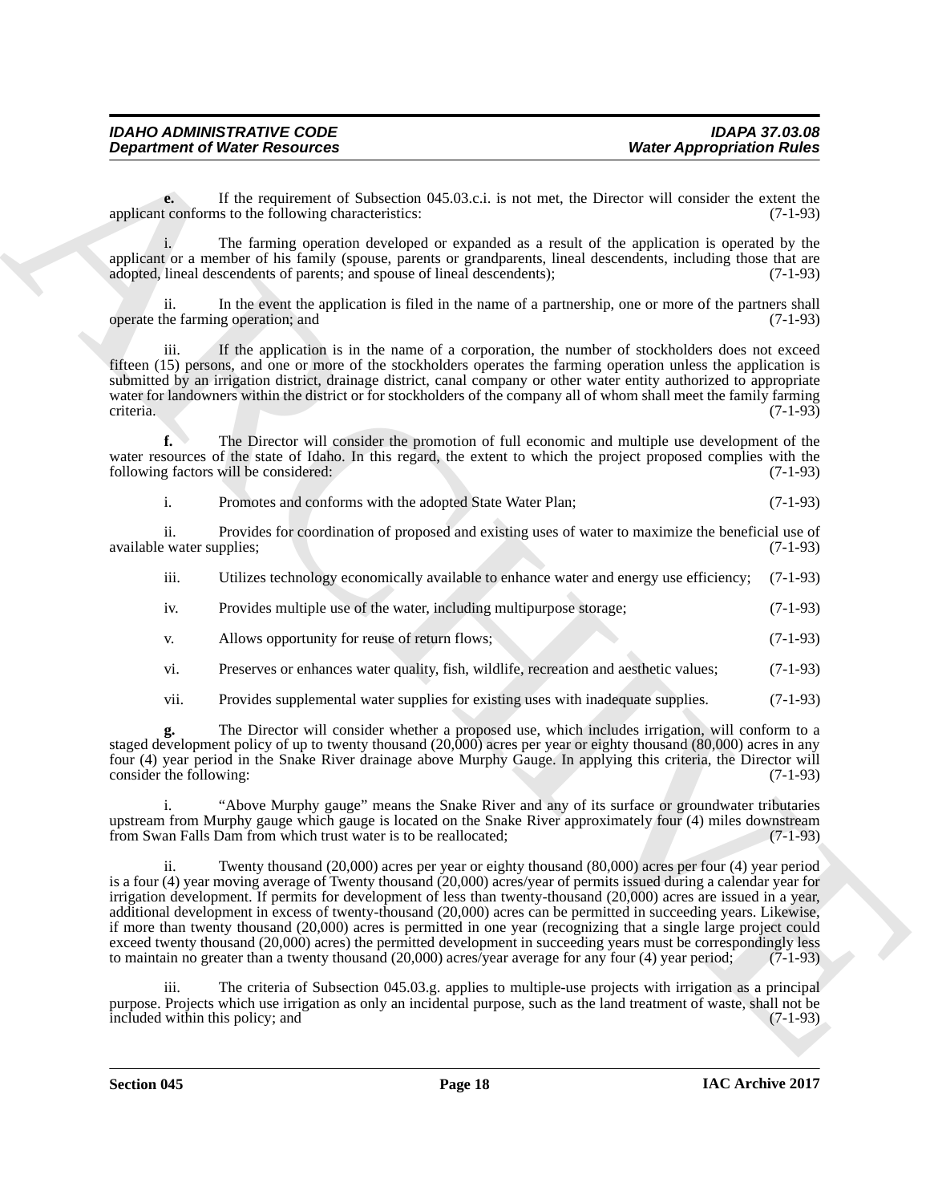**e.** If the requirement of Subsection 045.03.c.i. is not met, the Director will consider the extent the applicant conforms to the following characteristics: (7-1-93)

i. The farming operation developed or expanded as a result of the application is operated by the applicant or a member of his family (spouse, parents or grandparents, lineal descendents, including those that are adopted, lineal descendents of parents; and spouse of lineal descendents); (7-1-93)

ii. In the event the application is filed in the name of a partnership, one or more of the partners shall operate the farming operation; and (7-1-93)

iii. If the application is in the name of a corporation, the number of stockholders does not exceed fifteen (15) persons, and one or more of the stockholders operates the farming operation unless the application is submitted by an irrigation district, drainage district, canal company or other water entity authorized to appropriate water for landowners within the district or for stockholders of the company all of whom shall meet the family farming criteria. (7-1-93)

**f.** The Director will consider the promotion of full economic and multiple use development of the water resources of the state of Idaho. In this regard, the extent to which the project proposed complies with the following factors will be considered: (7-1-93)

i. Promotes and conforms with the adopted State Water Plan; (7-1-93)

ii. Provides for coordination of proposed and existing uses of water to maximize the beneficial use of available water supplies; (7-1-93)

iii. Utilizes technology economically available to enhance water and energy use efficiency; (7-1-93)

iv. Provides multiple use of the water, including multipurpose storage; (7-1-93)

v. Allows opportunity for reuse of return flows; (7-1-93)

vi. Preserves or enhances water quality, fish, wildlife, recreation and aesthetic values; (7-1-93)

vii. Provides supplemental water supplies for existing uses with inadequate supplies. (7-1-93)

**g.** The Director will consider whether a proposed use, which includes irrigation, will conform to a staged development policy of up to twenty thousand (20,000) acres per year or eighty thousand (80,000) acres in any four (4) year period in the Snake River drainage above Murphy Gauge. In applying this criteria, the Director will consider the following: (7-1-93)

i. "Above Murphy gauge" means the Snake River and any of its surface or groundwater tributaries upstream from Murphy gauge which gauge is located on the Snake River approximately four (4) miles downstream from Swan Falls Dam from which trust water is to be reallocated; (7-1-93)

ii. Twenty thousand (20,000) acres per year or eighty thousand (80,000) acres per four (4) year period is a four (4) year moving average of Twenty thousand (20,000) acres/year of permits issued during a calendar year for irrigation development. If permits for development of less than twenty-thousand (20,000) acres are issued in a year, additional development in excess of twenty-thousand (20,000) acres can be permitted in succeeding years. Likewise, if more than twenty thousand (20,000) acres is permitted in one year (recognizing that a single large project could exceed twenty thousand (20,000) acres) the permitted development in succeeding years must be correspondingly less to maintain no greater than a twenty thousand (20,000) acres/year average for any four (4) year period; (7-1-93)

iii. The criteria of Subsection 045.03.g. applies to multiple-use projects with irrigation as a principal purpose. Projects which use irrigation as only an incidental purpose, such as the land treatment of waste, shall not be included within this policy; and (7-1-93)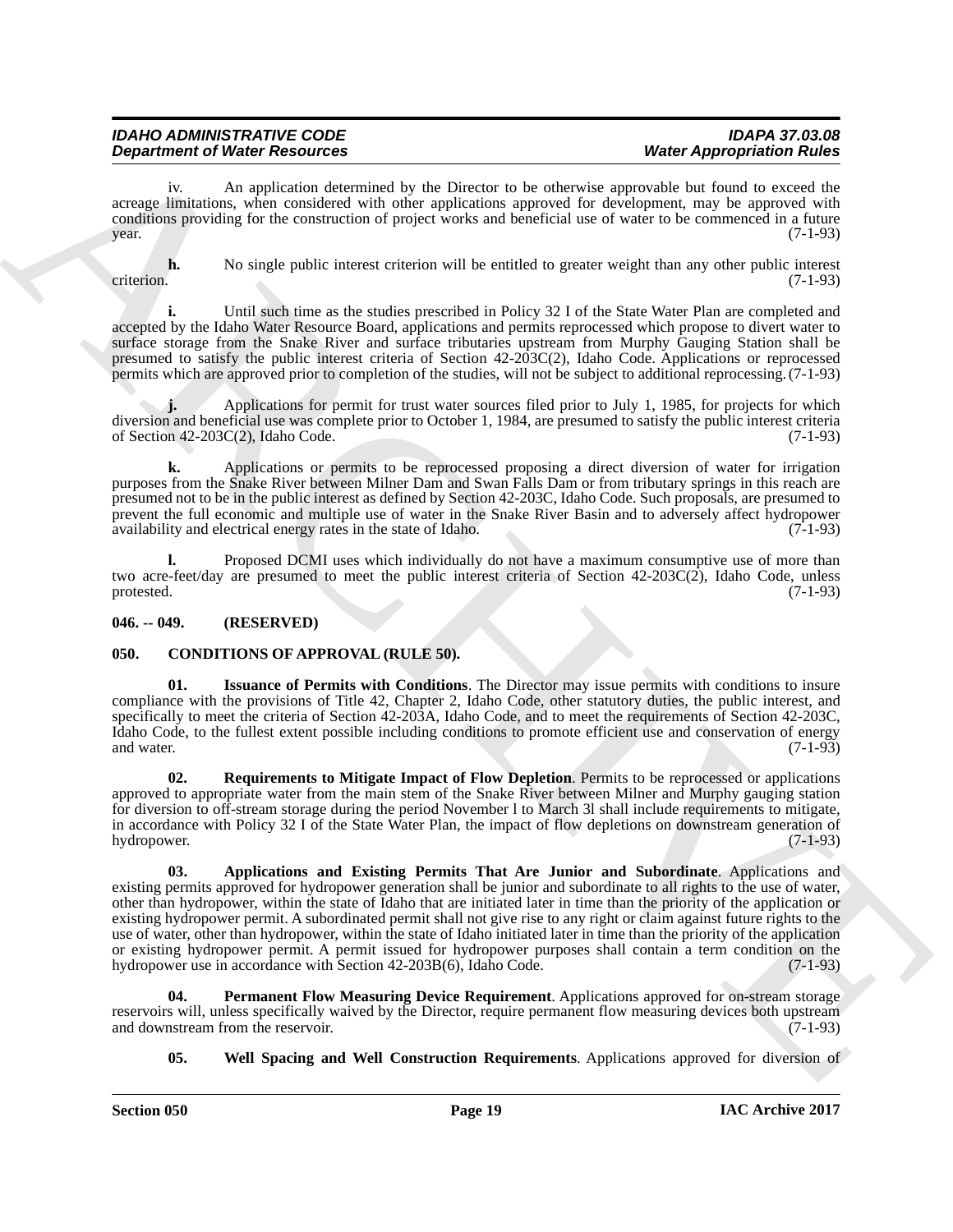iv. An application determined by the Director to be otherwise approvable but found to exceed the acreage limitations, when considered with other applications approved for development, may be approved with conditions providing for the construction of project works and beneficial use of water to be commenced in a future year. (7-1-93)

**h.** No single public interest criterion will be entitled to greater weight than any other public interest criterion. (7-1-93)

**i.** Until such time as the studies prescribed in Policy 32 I of the State Water Plan are completed and accepted by the Idaho Water Resource Board, applications and permits reprocessed which propose to divert water to surface storage from the Snake River and surface tributaries upstream from Murphy Gauging Station shall be presumed to satisfy the public interest criteria of Section 42-203C(2), Idaho Code. Applications or reprocessed permits which are approved prior to completion of the studies, will not be subject to additional reprocessing. (7-1-93)

**j.** Applications for permit for trust water sources filed prior to July 1, 1985, for projects for which diversion and beneficial use was complete prior to October 1, 1984, are presumed to satisfy the public interest criteria of Section 42-203C(2), Idaho Code. (7-1-93)

**k.** Applications or permits to be reprocessed proposing a direct diversion of water for irrigation purposes from the Snake River between Milner Dam and Swan Falls Dam or from tributary springs in this reach are presumed not to be in the public interest as defined by Section 42-203C, Idaho Code. Such proposals, are presumed to prevent the full economic and multiple use of water in the Snake River Basin and to adversely affect hydropower availability and electrical energy rates in the state of Idaho. (7-1-93)

**l.** Proposed DCMI uses which individually do not have a maximum consumptive use of more than two acre-feet/day are presumed to meet the public interest criteria of Section 42-203C(2), Idaho Code, unless protested. (7-1-93)

## 046. -- 049. (RESERVED)

## 050. CONDITIONS OF APPROVAL (RULE 50).

**01. Issuance of Permits with Conditions**. The Director may issue permits with conditions to insure compliance with the provisions of Title 42, Chapter 2, Idaho Code, other statutory duties, the public interest, and specifically to meet the criteria of Section 42-203A, Idaho Code, and to meet the requirements of Section 42-203C, Idaho Code, to the fullest extent possible including conditions to promote efficient use and conservation of energy and water. (7-1-93)

**02. Requirements to Mitigate Impact of Flow Depletion**. Permits to be reprocessed or applications approved to appropriate water from the main stem of the Snake River between Milner and Murphy gauging station for diversion to off-stream storage during the period November l to March 3l shall include requirements to mitigate, in accordance with Policy 32 I of the State Water Plan, the impact of flow depletions on downstream generation of hydropower. (7-1-93)

**03. Applications and Existing Permits That Are Junior and Subordinate**. Applications and existing permits approved for hydropower generation shall be junior and subordinate to all rights to the use of water, other than hydropower, within the state of Idaho that are initiated later in time than the priority of the application or existing hydropower permit. A subordinated permit shall not give rise to any right or claim against future rights to the use of water, other than hydropower, within the state of Idaho initiated later in time than the priority of the application or existing hydropower permit. A permit issued for hydropower purposes shall contain a term condition on the hydropower use in accordance with Section 42-203B(6), Idaho Code. (7-1-93)

**04. Permanent Flow Measuring Device Requirement**. Applications approved for on-stream storage reservoirs will, unless specifically waived by the Director, require permanent flow measuring devices both upstream and downstream from the reservoir. (7-1-93)

**05. Well Spacing and Well Construction Requirements**. Applications approved for diversion of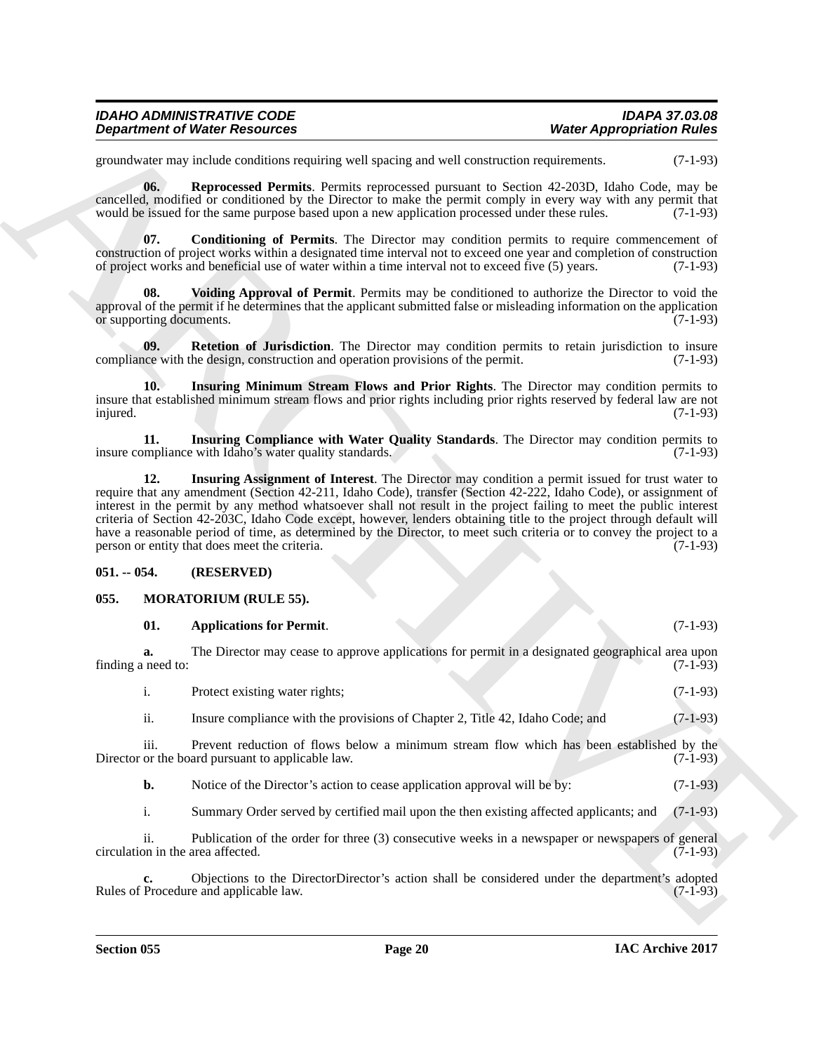groundwater may include conditions requiring well spacing and well construction requirements. (7-1-93)

**06. Reprocessed Permits**. Permits reprocessed pursuant to Section 42-203D, Idaho Code, may be cancelled, modified or conditioned by the Director to make the permit comply in every way with any permit that would be issued for the same purpose based upon a new application processed under these rules. (7-1-93)

**07. Conditioning of Permits**. The Director may condition permits to require commencement of construction of project works within a designated time interval not to exceed one year and completion of construction of project works and beneficial use of water within a time interval not to exceed five (5) years. (7-1-93)

**08. Voiding Approval of Permit**. Permits may be conditioned to authorize the Director to void the approval of the permit if he determines that the applicant submitted false or misleading information on the application or supporting documents. (7-1-93)

**09. Retetion of Jurisdiction**. The Director may condition permits to retain jurisdiction to insure compliance with the design, construction and operation provisions of the permit. (7-1-93)

**10. Insuring Minimum Stream Flows and Prior Rights**. The Director may condition permits to insure that established minimum stream flows and prior rights including prior rights reserved by federal law are not injured. (7-1-93)

**11. Insuring Compliance with Water Quality Standards**. The Director may condition permits to insure compliance with Idaho's water quality standards. (7-1-93)

**12. Insuring Assignment of Interest**. The Director may condition a permit issued for trust water to require that any amendment (Section 42-211, Idaho Code), transfer (Section 42-222, Idaho Code), or assignment of interest in the permit by any method whatsoever shall not result in the project failing to meet the public interest criteria of Section 42-203C, Idaho Code except, however, lenders obtaining title to the project through default will have a reasonable period of time, as determined by the Director, to meet such criteria or to convey the project to a person or entity that does meet the criteria. (7-1-93)

### 051. -- 054. (RESERVED)

### 055. MORATORIUM (RULE 55).

**01. Applications for Permit**. (7-1-93)

**a.** The Director may cease to approve applications for permit in a designated geographical area upon finding a need to: (7-1-93)

i. Protect existing water rights; (7-1-93)

ii. Insure compliance with the provisions of Chapter 2, Title 42, Idaho Code; and (7-1-93)

iii. Prevent reduction of flows below a minimum stream flow which has been established by the Director or the board pursuant to applicable law. (7-1-93)

**b.** Notice of the Director's action to cease application approval will be by: (7-1-93)

i. Summary Order served by certified mail upon the then existing affected applicants; and (7-1-93)

ii. Publication of the order for three (3) consecutive weeks in a newspaper or newspapers of general circulation in the area affected. (7-1-93)

**c.** Objections to the DirectorDirector's action shall be considered under the department's adopted Rules of Procedure and applicable law. (7-1-93)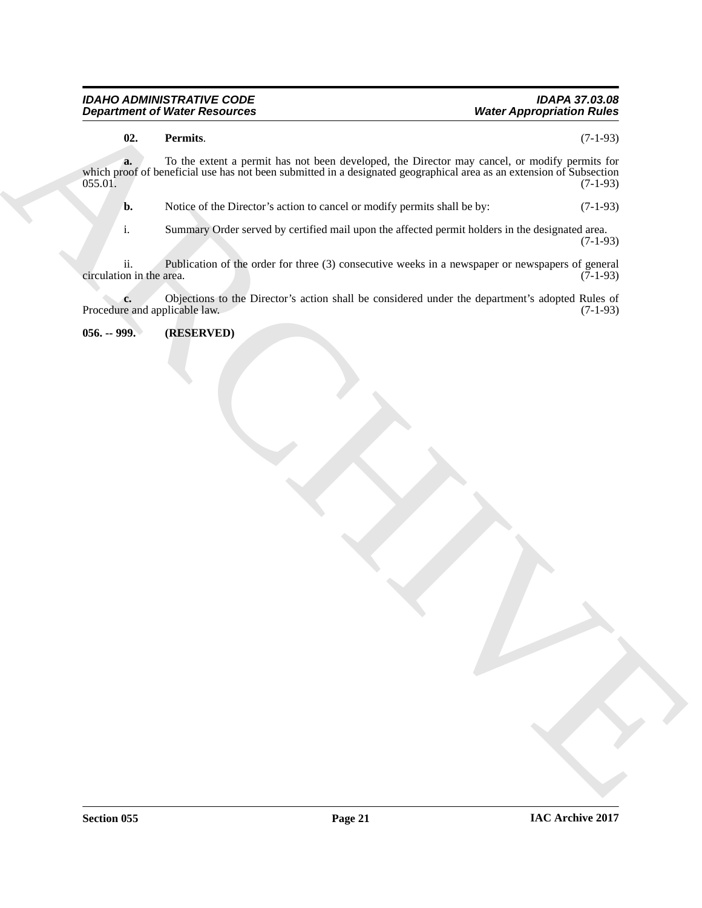**02. Permits**. (7-1-93)

**a.** To the extent a permit has not been developed, the Director may cancel, or modify permits for which proof of beneficial use has not been submitted in a designated geographical area as an extension of Subsection 055.01. (7-1-93)

**b.** Notice of the Director's action to cancel or modify permits shall be by: (7-1-93)

i. Summary Order served by certified mail upon the affected permit holders in the designated area. (7-1-93)

ii. Publication of the order for three (3) consecutive weeks in a newspaper or newspapers of general circulation in the area. (7-1-93)

**c.** Objections to the Director's action shall be considered under the department's adopted Rules of Procedure and applicable law. (7-1-93)

**056. -- 999. (RESERVED)**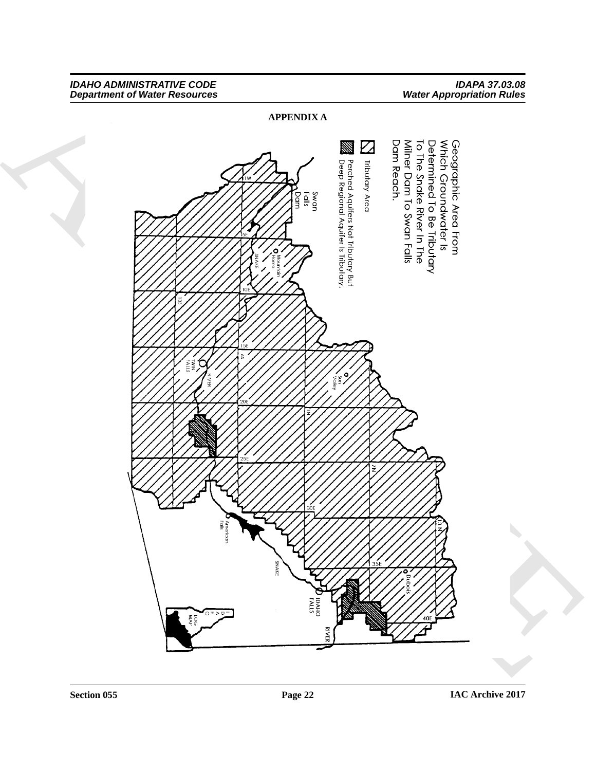# APPENDIX A

Geographic Area From Which Groundwater Is Determined To Be Tributary To The Snake River In The Milner Dam To Swan Falls Dam Reach.

Tributary Area

Perched Aquifers Not Tributary But Deep Regional Aquifer Is Tributary.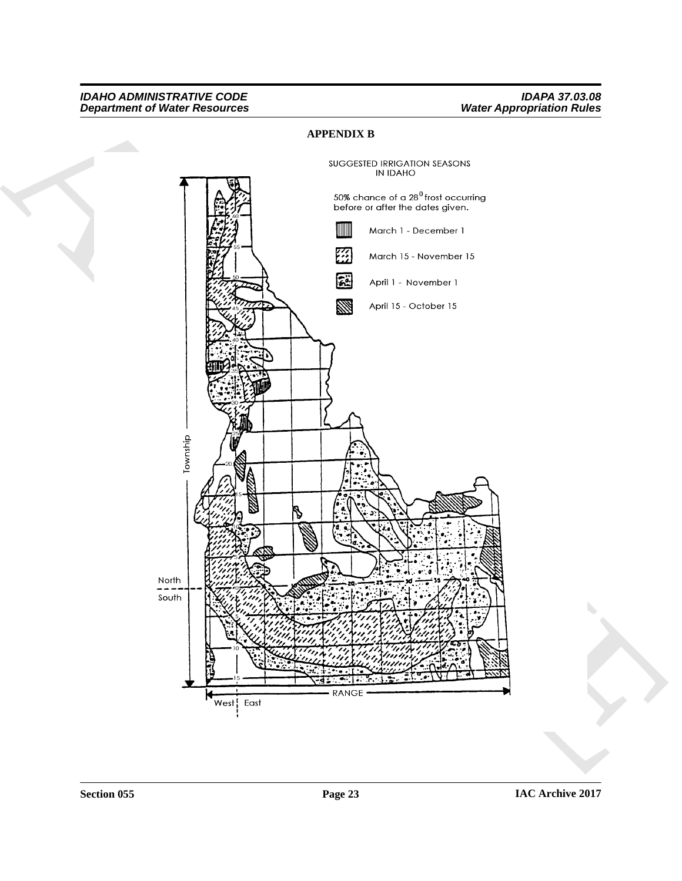## APPENDIX B

SUGGESTED IRRIGATION SEASONS IN IDAHO

50% chance of a 28$^{0}$ frost occurring before or after the dates given.

- March 1 - December 1
- March 15 - November 15
- April 1 - November 1
- April 15 - October 15

Township

North

South

RANGE

West East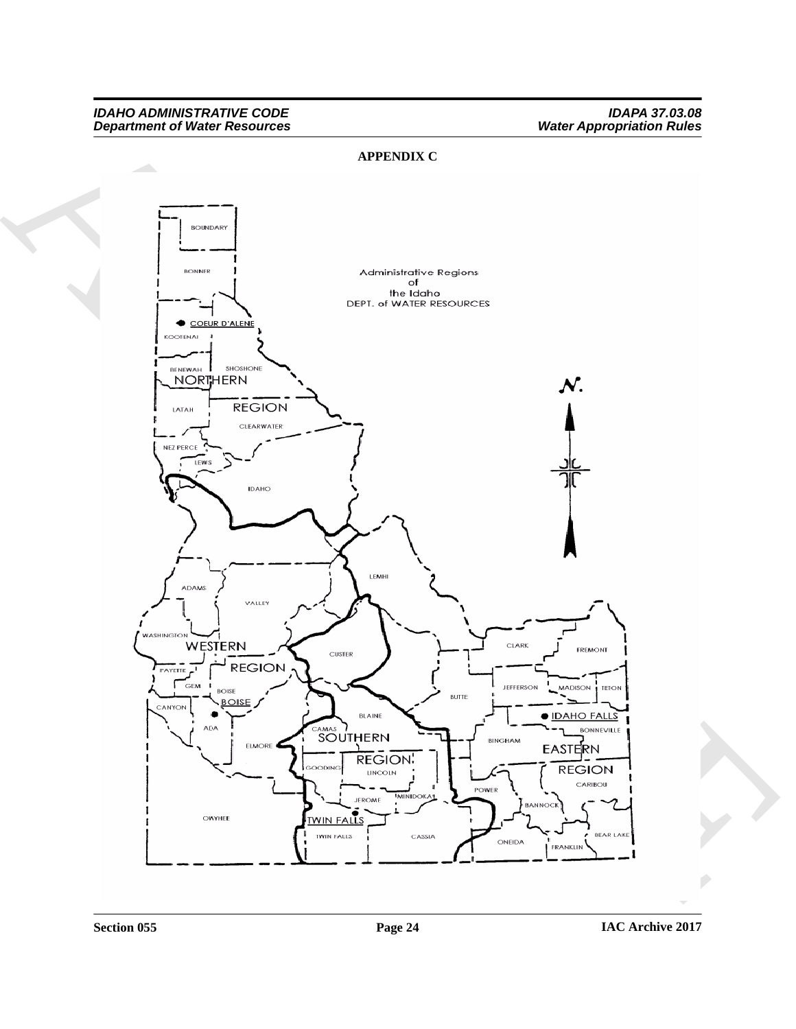**APPENDIX C**

Administrative Regions of the Idaho DEPT. of WATER RESOURCES

NORTHERN REGION

COEUR D'ALENE

BOUNDARY

BONNER

KOOTENAI

BENEWAH

SHOSHONE

LATAH

CLEARWATER

NEZ PERCE

LEWIS

IDAHO

WESTERN REGION

BOISE

ADAMS

VALLEY

WASHINGTON

PAYETTE

GEM

BOISE

CANYON

ADA

ELMORE

OWYHEE

SOUTHERN REGION

TWIN FALLS

LEMHI

CUSTER

BUTTE

BLAINE

CAMAS

GOODING

LINCOLN

JEROME

MINIDOKA

TWIN FALLS

CASSIA

EASTERN REGION

IDAHO FALLS

CLARK

FREMONT

JEFFERSON

MADISON

TETON

BONNEVILLE

BINGHAM

CARIBOU

POWER

BANNOCK

ONEIDA

FRANKLIN

BEAR LAKE

N.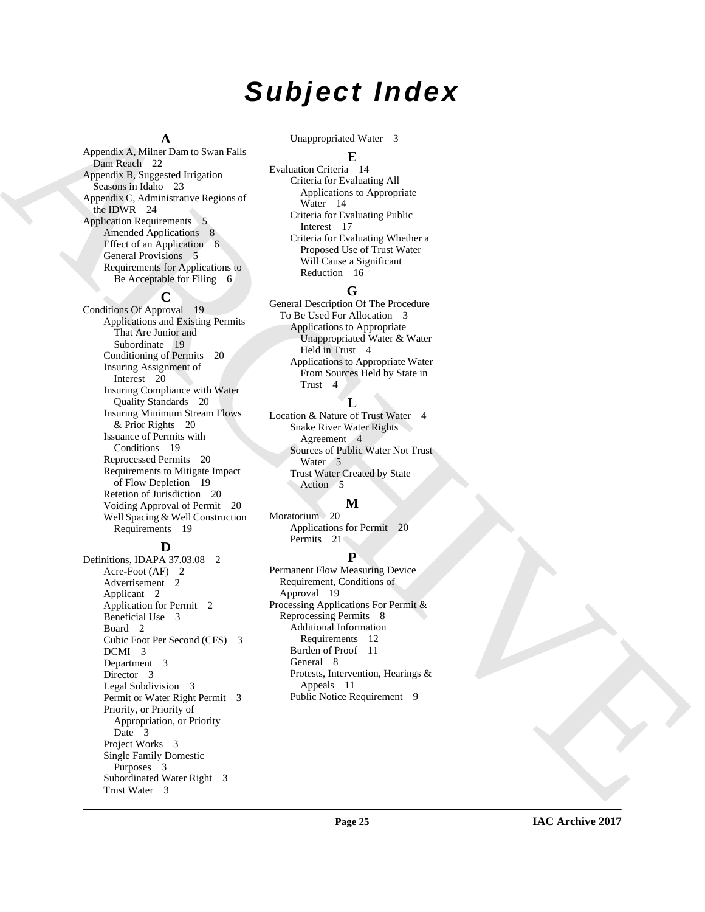# Subject Index

**A**

Appendix A, Milner Dam to Swan Falls Dam Reach 22
Appendix B, Suggested Irrigation Seasons in Idaho 23
Appendix C, Administrative Regions of the IDWR 24
Application Requirements 5
- Amended Applications 8
- Effect of an Application 6
- General Provisions 5
- Requirements for Applications to Be Acceptable for Filing 6

**C**

Conditions Of Approval 19
- Applications and Existing Permits That Are Junior and Subordinate 19
- Conditioning of Permits 20
- Insuring Assignment of Interest 20
- Insuring Compliance with Water Quality Standards 20
- Insuring Minimum Stream Flows & Prior Rights 20
- Issuance of Permits with Conditions 19
- Reprocessed Permits 20
- Requirements to Mitigate Impact of Flow Depletion 19
- Retetion of Jurisdiction 20
- Voiding Approval of Permit 20
- Well Spacing & Well Construction Requirements 19

**D**

Definitions, IDAPA 37.03.08 2
- Acre-Foot (AF) 2
- Advertisement 2
- Applicant 2
- Application for Permit 2
- Beneficial Use 3
- Board 2
- Cubic Foot Per Second (CFS) 3
- DCMI 3
- Department 3
- Director 3
- Legal Subdivision 3
- Permit or Water Right Permit 3
- Priority, or Priority of Appropriation, or Priority Date 3
- Project Works 3
- Single Family Domestic Purposes 3
- Subordinated Water Right 3
- Trust Water 3
- Unappropriated Water 3

**E**

Evaluation Criteria 14
- Criteria for Evaluating All Applications to Appropriate Water 14
- Criteria for Evaluating Public Interest 17
- Criteria for Evaluating Whether a Proposed Use of Trust Water Will Cause a Significant Reduction 16

**G**

General Description Of The Procedure To Be Used For Allocation 3
- Applications to Appropriate Unappropriated Water & Water Held in Trust 4
- Applications to Appropriate Water From Sources Held by State in Trust 4

**L**

Location & Nature of Trust Water 4
- Snake River Water Rights Agreement 4
- Sources of Public Water Not Trust Water 5
- Trust Water Created by State Action 5

**M**

Moratorium 20
- Applications for Permit 20
- Permits 21

**P**

Permanent Flow Measuring Device Requirement, Conditions of Approval 19
Processing Applications For Permit & Reprocessing Permits 8
- Additional Information Requirements 12
- Burden of Proof 11
- General 8
- Protests, Intervention, Hearings & Appeals 11
- Public Notice Requirement 9